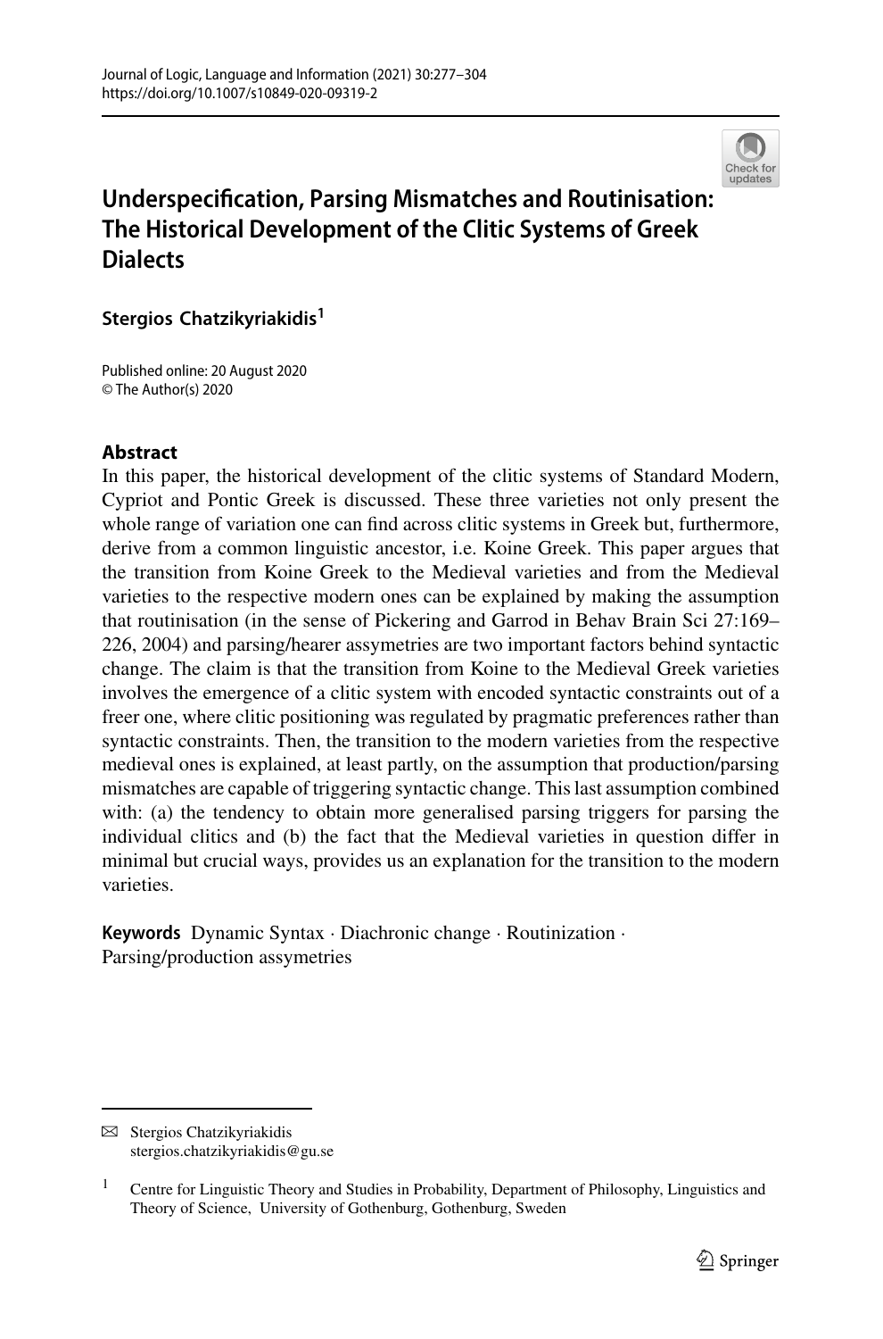# Underspecification, Parsing Mismatches and Routinisation: The Historical Development of the Clitic Systems of Greek Dialects

**Stergios Chatzikyriakidis**[1]

Published online: 20 August 2020
© The Author(s) 2020

## Abstract

In this paper, the historical development of the clitic systems of Standard Modern, Cypriot and Pontic Greek is discussed. These three varieties not only present the whole range of variation one can find across clitic systems in Greek but, furthermore, derive from a common linguistic ancestor, i.e. Koine Greek. This paper argues that the transition from Koine Greek to the Medieval varieties and from the Medieval varieties to the respective modern ones can be explained by making the assumption that routinisation (in the sense of Pickering and Garrod in Behav Brain Sci 27:169–226, 2004) and parsing/hearer assymetries are two important factors behind syntactic change. The claim is that the transition from Koine to the Medieval Greek varieties involves the emergence of a clitic system with encoded syntactic constraints out of a freer one, where clitic positioning was regulated by pragmatic preferences rather than syntactic constraints. Then, the transition to the modern varieties from the respective medieval ones is explained, at least partly, on the assumption that production/parsing mismatches are capable of triggering syntactic change. This last assumption combined with: (a) the tendency to obtain more generalised parsing triggers for parsing the individual clitics and (b) the fact that the Medieval varieties in question differ in minimal but crucial ways, provides us an explanation for the transition to the modern varieties.

**Keywords** Dynamic Syntax · Diachronic change · Routinization · Parsing/production assymetries

---

✉ Stergios Chatzikyriakidis
stergios.chatzikyriakidis@gu.se

[1] Centre for Linguistic Theory and Studies in Probability, Department of Philosophy, Linguistics and Theory of Science, University of Gothenburg, Gothenburg, Sweden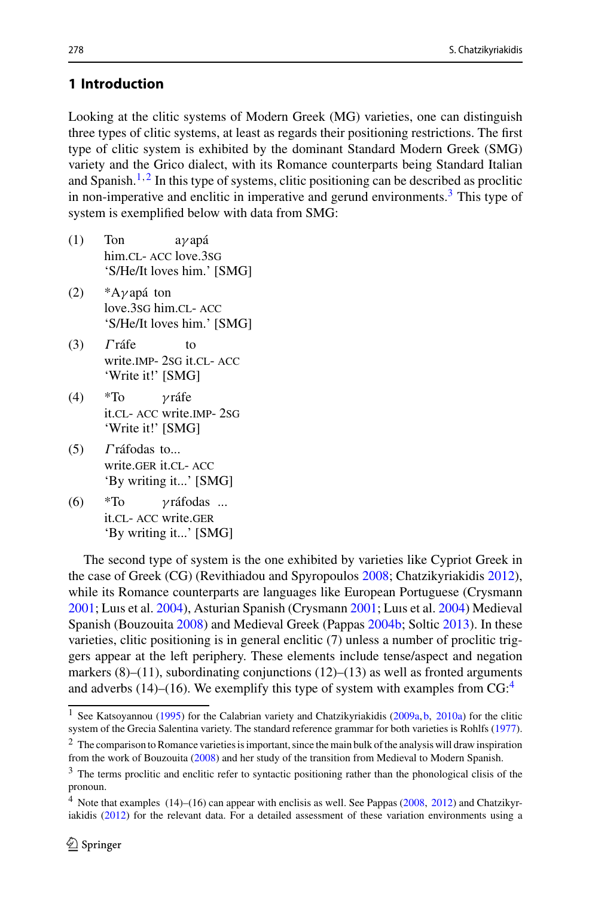## 1 Introduction

Looking at the clitic systems of Modern Greek (MG) varieties, one can distinguish three types of clitic systems, at least as regards their positioning restrictions. The first type of clitic system is exhibited by the dominant Standard Modern Greek (SMG) variety and the Grico dialect, with its Romance counterparts being Standard Italian and Spanish.[1,2] In this type of systems, clitic positioning can be described as proclitic in non-imperative and enclitic in imperative and gerund environments.[3] This type of system is exemplified below with data from SMG:

(1) Ton aγapá
him.CL- ACC love.3SG
'S/He/It loves him.' [SMG]

(2) *Aγapá ton
love.3SG him.CL- ACC
'S/He/It loves him.' [SMG]

(3) Γráfe to
write.IMP- 2SG it.CL- ACC
'Write it!' [SMG]

(4) *To γráfe
it.CL- ACC write.IMP- 2SG
'Write it!' [SMG]

(5) Γráfodas to...
write.GER it.CL- ACC
'By writing it...' [SMG]

(6) *To γráfodas ...
it.CL- ACC write.GER
'By writing it...' [SMG]

The second type of system is the one exhibited by varieties like Cypriot Greek in the case of Greek (CG) (Revithiadou and Spyropoulos 2008; Chatzikyriakidis 2012), while its Romance counterparts are languages like European Portuguese (Crysmann 2001; Luıs et al. 2004), Asturian Spanish (Crysmann 2001; Luıs et al. 2004) Medieval Spanish (Bouzouita 2008) and Medieval Greek (Pappas 2004b; Soltic 2013). In these varieties, clitic positioning is in general enclitic (7) unless a number of proclitic triggers appear at the left periphery. These elements include tense/aspect and negation markers (8)–(11), subordinating conjunctions (12)–(13) as well as fronted arguments and adverbs (14)–(16). We exemplify this type of system with examples from CG:[4]

[1] See Katsoyannou (1995) for the Calabrian variety and Chatzikyriakidis (2009a, b, 2010a) for the clitic system of the Grecia Salentina variety. The standard reference grammar for both varieties is Rohlfs (1977).

[2] The comparison to Romance varieties is important, since the main bulk of the analysis will draw inspiration from the work of Bouzouita (2008) and her study of the transition from Medieval to Modern Spanish.

[3] The terms proclitic and enclitic refer to syntactic positioning rather than the phonological clisis of the pronoun.

[4] Note that examples (14)–(16) can appear with enclisis as well. See Pappas (2008, 2012) and Chatzikyriakidis (2012) for the relevant data. For a detailed assessment of these variation environments using a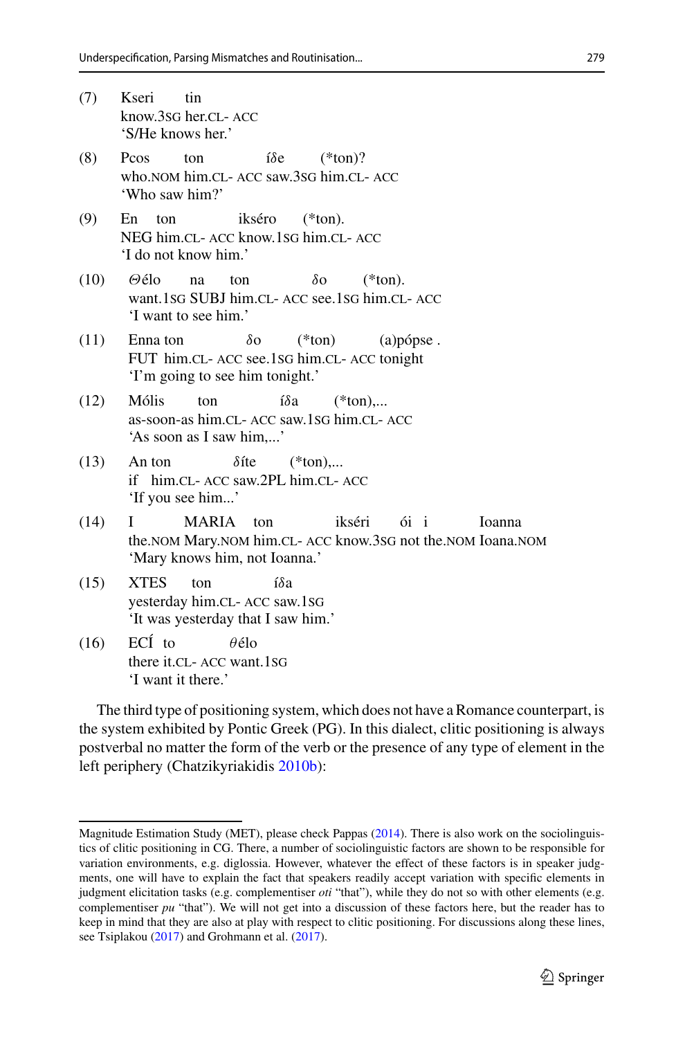(7) Kseri tin
know.3SG her.CL- ACC
'S/He knows her.'

(8) Pcos ton íδe (*ton)?
who.NOM him.CL- ACC saw.3SG him.CL- ACC
'Who saw him?'

(9) En ton ikséro (*ton).
NEG him.CL- ACC know.1SG him.CL- ACC
'I do not know him.'

(10) *Θ*élo na ton *δ*o (*ton).
want.1SG SUBJ him.CL- ACC see.1SG him.CL- ACC
'I want to see him.'

(11) Enna ton *δ*o (*ton) (a)pópse .
FUT him.CL- ACC see.1SG him.CL- ACC tonight
'I'm going to see him tonight.'

(12) Mólis ton íδa (*ton),...
as-soon-as him.CL- ACC saw.1SG him.CL- ACC
'As soon as I saw him,...'

(13) An ton *δ*íte (*ton),...
if him.CL- ACC saw.2PL him.CL- ACC
'If you see him...'

(14) I MARIA ton ikséri ói i Ioanna
the.NOM Mary.NOM him.CL- ACC know.3SG not the.NOM Ioana.NOM
'Mary knows him, not Ioanna.'

(15) XTES ton íδa
yesterday him.CL- ACC saw.1SG
'It was yesterday that I saw him.'

(16) ECÍ to *θ*élo
there it.CL- ACC want.1SG
'I want it there.'

The third type of positioning system, which does not have a Romance counterpart, is the system exhibited by Pontic Greek (PG). In this dialect, clitic positioning is always postverbal no matter the form of the verb or the presence of any type of element in the left periphery (Chatzikyriakidis 2010b):

---

Magnitude Estimation Study (MET), please check Pappas (2014). There is also work on the sociolinguistics of clitic positioning in CG. There, a number of sociolinguistic factors are shown to be responsible for variation environments, e.g. diglossia. However, whatever the effect of these factors is in speaker judgments, one will have to explain the fact that speakers readily accept variation with specific elements in judgment elicitation tasks (e.g. complementiser *oti* "that"), while they do not so with other elements (e.g. complementiser *pu* "that"). We will not get into a discussion of these factors here, but the reader has to keep in mind that they are also at play with respect to clitic positioning. For discussions along these lines, see Tsiplakou (2017) and Grohmann et al. (2017).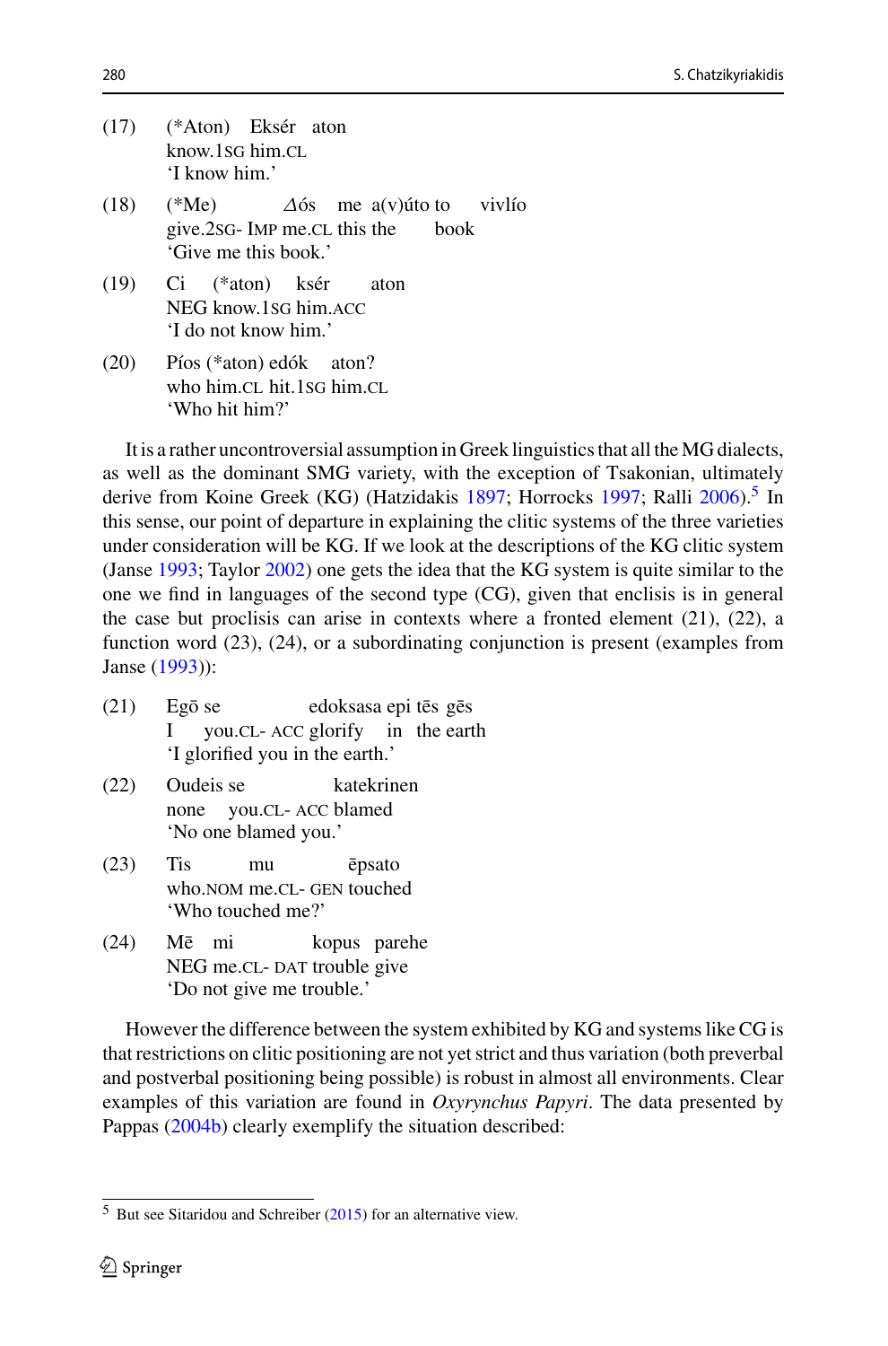(17) (*Aton) Eksér aton
know.1SG him.CL
'I know him.'

(18) (*Me) Δός me a(v)úto to vivlío
give.2SG- IMP me.CL this the book
'Give me this book.'

(19) Ci (*aton) ksér aton
NEG know.1SG him.ACC
'I do not know him.'

(20) Píos (*aton) edók aton?
who him.CL hit.1SG him.CL
'Who hit him?'

It is a rather uncontroversial assumption in Greek linguistics that all the MG dialects, as well as the dominant SMG variety, with the exception of Tsakonian, ultimately derive from Koine Greek (KG) (Hatzidakis 1897; Horrocks 1997; Ralli 2006).[5] In this sense, our point of departure in explaining the clitic systems of the three varieties under consideration will be KG. If we look at the descriptions of the KG clitic system (Janse 1993; Taylor 2002) one gets the idea that the KG system is quite similar to the one we find in languages of the second type (CG), given that enclisis is in general the case but proclisis can arise in contexts where a fronted element (21), (22), a function word (23), (24), or a subordinating conjunction is present (examples from Janse (1993)):

(21) Egō se edoksasa epi tēs gēs
I you.CL- ACC glorify in the earth
'I glorified you in the earth.'

(22) Oudeis se katekrinen
none you.CL- ACC blamed
'No one blamed you.'

(23) Tis mu ēpsato
who.NOM me.CL- GEN touched
'Who touched me?'

(24) Mē mi kopus parehe
NEG me.CL- DAT trouble give
'Do not give me trouble.'

However the difference between the system exhibited by KG and systems like CG is that restrictions on clitic positioning are not yet strict and thus variation (both preverbal and postverbal positioning being possible) is robust in almost all environments. Clear examples of this variation are found in *Oxyrynchus Papyri*. The data presented by Pappas (2004b) clearly exemplify the situation described:

[5] But see Sitaridou and Schreiber (2015) for an alternative view.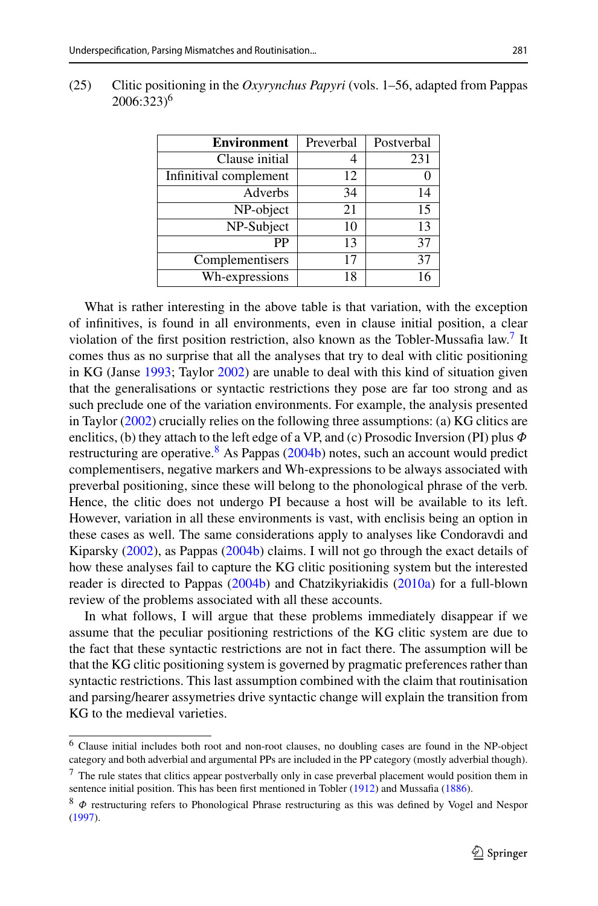(25) Clitic positioning in the *Oxyrynchus Papyri* (vols. 1–56, adapted from Pappas 2006:323)[6]

| **Environment** | Preverbal | Postverbal |
|---:|---:|---:|
| Clause initial | 4 | 231 |
| Infinitival complement | 12 | 0 |
| Adverbs | 34 | 14 |
| NP-object | 21 | 15 |
| NP-Subject | 10 | 13 |
| PP | 13 | 37 |
| Complementisers | 17 | 37 |
| Wh-expressions | 18 | 16 |

What is rather interesting in the above table is that variation, with the exception of infinitives, is found in all environments, even in clause initial position, a clear violation of the first position restriction, also known as the Tobler-Mussafia law.[7] It comes thus as no surprise that all the analyses that try to deal with clitic positioning in KG (Janse 1993; Taylor 2002) are unable to deal with this kind of situation given that the generalisations or syntactic restrictions they pose are far too strong and as such preclude one of the variation environments. For example, the analysis presented in Taylor (2002) crucially relies on the following three assumptions: (a) KG clitics are enclitics, (b) they attach to the left edge of a VP, and (c) Prosodic Inversion (PI) plus $\Phi$ restructuring are operative.[8] As Pappas (2004b) notes, such an account would predict complementisers, negative markers and Wh-expressions to be always associated with preverbal positioning, since these will belong to the phonological phrase of the verb. Hence, the clitic does not undergo PI because a host will be available to its left. However, variation in all these environments is vast, with enclisis being an option in these cases as well. The same considerations apply to analyses like Condoravdi and Kiparsky (2002), as Pappas (2004b) claims. I will not go through the exact details of how these analyses fail to capture the KG clitic positioning system but the interested reader is directed to Pappas (2004b) and Chatzikyriakidis (2010a) for a full-blown review of the problems associated with all these accounts.

In what follows, I will argue that these problems immediately disappear if we assume that the peculiar positioning restrictions of the KG clitic system are due to the fact that these syntactic restrictions are not in fact there. The assumption will be that the KG clitic positioning system is governed by pragmatic preferences rather than syntactic restrictions. This last assumption combined with the claim that routinisation and parsing/hearer assymetries drive syntactic change will explain the transition from KG to the medieval varieties.

---

[6] Clause initial includes both root and non-root clauses, no doubling cases are found in the NP-object category and both adverbial and argumental PPs are included in the PP category (mostly adverbial though).

[7] The rule states that clitics appear postverbally only in case preverbal placement would position them in sentence initial position. This has been first mentioned in Tobler (1912) and Mussafia (1886).

[8] $\Phi$ restructuring refers to Phonological Phrase restructuring as this was defined by Vogel and Nespor (1997).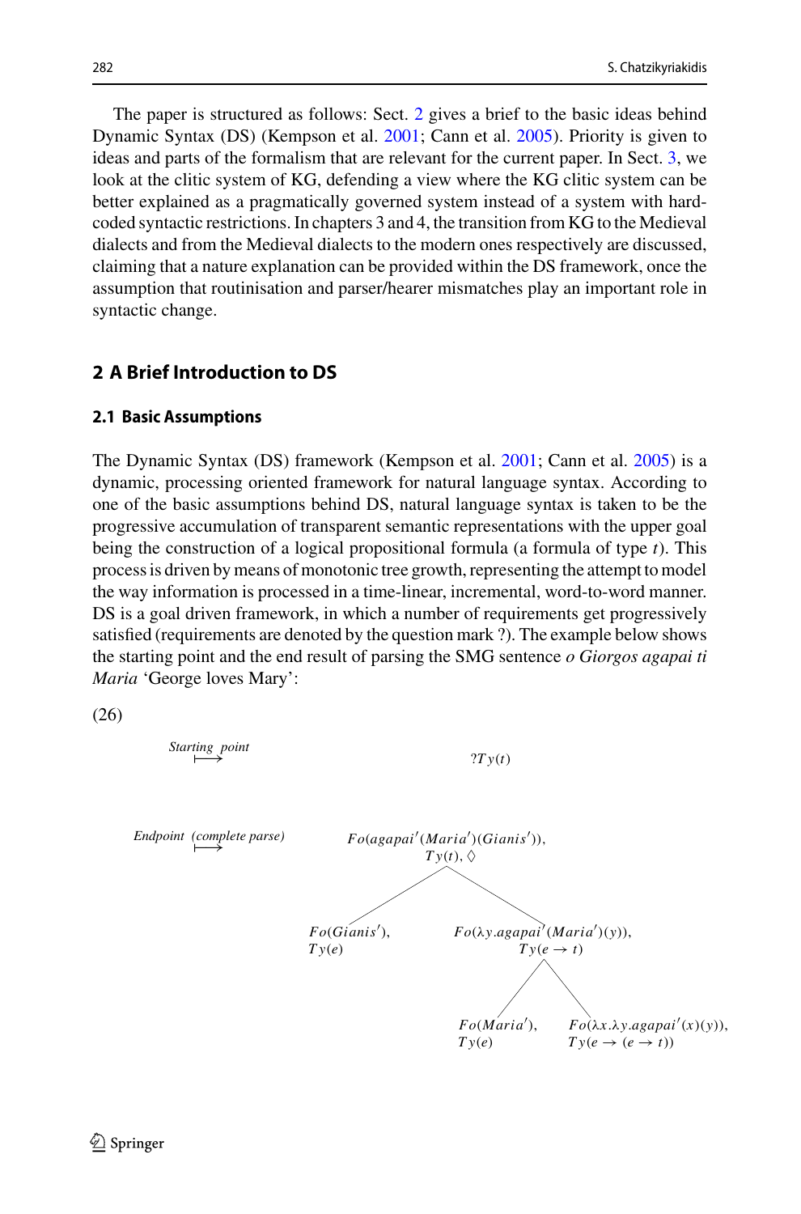The paper is structured as follows: Sect. 2 gives a brief to the basic ideas behind Dynamic Syntax (DS) (Kempson et al. 2001; Cann et al. 2005). Priority is given to ideas and parts of the formalism that are relevant for the current paper. In Sect. 3, we look at the clitic system of KG, defending a view where the KG clitic system can be better explained as a pragmatically governed system instead of a system with hard-coded syntactic restrictions. In chapters 3 and 4, the transition from KG to the Medieval dialects and from the Medieval dialects to the modern ones respectively are discussed, claiming that a nature explanation can be provided within the DS framework, once the assumption that routinisation and parser/hearer mismatches play an important role in syntactic change.

## 2 A Brief Introduction to DS

### 2.1 Basic Assumptions

The Dynamic Syntax (DS) framework (Kempson et al. 2001; Cann et al. 2005) is a dynamic, processing oriented framework for natural language syntax. According to one of the basic assumptions behind DS, natural language syntax is taken to be the progressive accumulation of transparent semantic representations with the upper goal being the construction of a logical propositional formula (a formula of type *t*). This process is driven by means of monotonic tree growth, representing the attempt to model the way information is processed in a time-linear, incremental, word-to-word manner. DS is a goal driven framework, in which a number of requirements get progressively satisfied (requirements are denoted by the question mark ?). The example below shows the starting point and the end result of parsing the SMG sentence *o Giorgos agapai ti Maria* 'George loves Mary':

(26)

*Starting point* $\longmapsto$ $?Ty(t)$

*Endpoint (complete parse)* $\longmapsto$

- Root: $Fo(agapai'(Maria')(Gianis'))$, $Ty(t)$, $\Diamond$
  - Left daughter: $Fo(Gianis')$, $Ty(e)$
  - Right daughter: $Fo(\lambda y.agapai'(Maria')(y))$, $Ty(e \rightarrow t)$
    - Left daughter: $Fo(Maria')$, $Ty(e)$
    - Right daughter: $Fo(\lambda x.\lambda y.agapai'(x)(y))$, $Ty(e \rightarrow (e \rightarrow t))$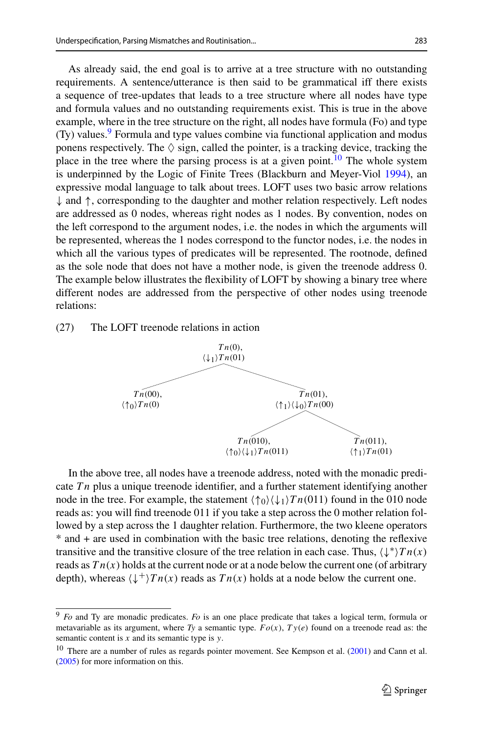As already said, the end goal is to arrive at a tree structure with no outstanding requirements. A sentence/utterance is then said to be grammatical iff there exists a sequence of tree-updates that leads to a tree structure where all nodes have type and formula values and no outstanding requirements exist. This is true in the above example, where in the tree structure on the right, all nodes have formula (Fo) and type (Ty) values.[9] Formula and type values combine via functional application and modus ponens respectively. The $\Diamond$ sign, called the pointer, is a tracking device, tracking the place in the tree where the parsing process is at a given point.[10] The whole system is underpinned by the Logic of Finite Trees (Blackburn and Meyer-Viol 1994), an expressive modal language to talk about trees. LOFT uses two basic arrow relations $\downarrow$ and $\uparrow$, corresponding to the daughter and mother relation respectively. Left nodes are addressed as 0 nodes, whereas right nodes as 1 nodes. By convention, nodes on the left correspond to the argument nodes, i.e. the nodes in which the arguments will be represented, whereas the 1 nodes correspond to the functor nodes, i.e. the nodes in which all the various types of predicates will be represented. The rootnode, defined as the sole node that does not have a mother node, is given the treenode address 0. The example below illustrates the flexibility of LOFT by showing a binary tree where different nodes are addressed from the perspective of other nodes using treenode relations:

(27) The LOFT treenode relations in action

```
                    Tn(0),
                 ⟨↓1⟩Tn(01)
                /          \
        Tn(00),             Tn(01),
     ⟨↑0⟩Tn(0)          ⟨↑1⟩⟨↓0⟩Tn(00)
                         /          \
                Tn(010),             Tn(011),
           ⟨↑0⟩⟨↓1⟩Tn(011)         ⟨↑1⟩Tn(01)
```

In the above tree, all nodes have a treenode address, noted with the monadic predicate $Tn$ plus a unique treenode identifier, and a further statement identifying another node in the tree. For example, the statement $\langle\uparrow_0\rangle\langle\downarrow_1\rangle Tn(011)$ found in the 010 node reads as: you will find treenode 011 if you take a step across the 0 mother relation followed by a step across the 1 daughter relation. Furthermore, the two kleene operators * and + are used in combination with the basic tree relations, denoting the reflexive transitive and the transitive closure of the tree relation in each case. Thus, $\langle\downarrow^*\rangle Tn(x)$ reads as $Tn(x)$ holds at the current node or at a node below the current one (of arbitrary depth), whereas $\langle\downarrow^+\rangle Tn(x)$ reads as $Tn(x)$ holds at a node below the current one.

---

[9] *Fo* and *Ty* are monadic predicates. *Fo* is an one place predicate that takes a logical term, formula or metavariable as its argument, where *Ty* a semantic type. $Fo(x)$, $Ty(e)$ found on a treenode read as: the semantic content is $x$ and its semantic type is $y$.

[10] There are a number of rules as regards pointer movement. See Kempson et al. (2001) and Cann et al. (2005) for more information on this.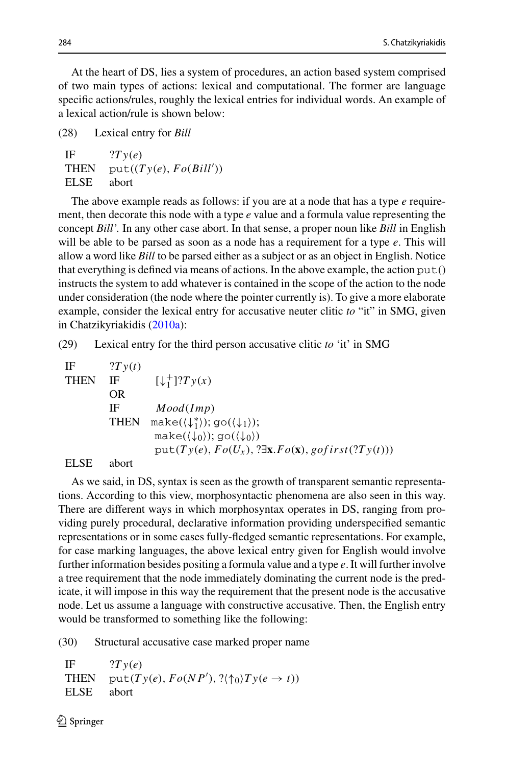At the heart of DS, lies a system of procedures, an action based system comprised of two main types of actions: lexical and computational. The former are language specific actions/rules, roughly the lexical entries for individual words. An example of a lexical action/rule is shown below:

(28) Lexical entry for *Bill*

$$
\begin{array}{ll}
\text{IF} & ?Ty(e) \\
\text{THEN} & \texttt{put}((Ty(e), Fo(Bill')) \\
\text{ELSE} & \text{abort}
\end{array}
$$

The above example reads as follows: if you are at a node that has a type *e* requirement, then decorate this node with a type *e* value and a formula value representing the concept *Bill'*. In any other case abort. In that sense, a proper noun like *Bill* in English will be able to be parsed as soon as a node has a requirement for a type *e*. This will allow a word like *Bill* to be parsed either as a subject or as an object in English. Notice that everything is defined via means of actions. In the above example, the action put() instructs the system to add whatever is contained in the scope of the action to the node under consideration (the node where the pointer currently is). To give a more elaborate example, consider the lexical entry for accusative neuter clitic *to* "it" in SMG, given in Chatzikyriakidis (2010a):

(29) Lexical entry for the third person accusative clitic *to* 'it' in SMG

$$
\begin{array}{lll}
\text{IF} & ?Ty(t) & \\
\text{THEN} & \text{IF} & [\downarrow_1^+]?Ty(x) \\
 & \text{OR} & \\
 & \text{IF} & Mood(Imp) \\
 & \text{THEN} & \texttt{make}(\langle\downarrow_1^*\rangle); \texttt{go}(\langle\downarrow_1\rangle); \\
 & & \texttt{make}(\langle\downarrow_0\rangle); \texttt{go}(\langle\downarrow_0\rangle) \\
 & & \texttt{put}(Ty(e), Fo(U_x), ?\exists\mathbf{x}.Fo(\mathbf{x}), gofirst(?Ty(t))) \\
\text{ELSE} & \text{abort} &
\end{array}
$$

As we said, in DS, syntax is seen as the growth of transparent semantic representations. According to this view, morphosyntactic phenomena are also seen in this way. There are different ways in which morphosyntax operates in DS, ranging from providing purely procedural, declarative information providing underspecified semantic representations or in some cases fully-fledged semantic representations. For example, for case marking languages, the above lexical entry given for English would involve further information besides positing a formula value and a type *e*. It will further involve a tree requirement that the node immediately dominating the current node is the predicate, it will impose in this way the requirement that the present node is the accusative node. Let us assume a language with constructive accusative. Then, the English entry would be transformed to something like the following:

(30) Structural accusative case marked proper name

$$
\begin{array}{ll}
\text{IF} & ?Ty(e) \\
\text{THEN} & \texttt{put}(Ty(e), Fo(NP'), ?\langle\uparrow_0\rangle Ty(e \rightarrow t)) \\
\text{ELSE} & \text{abort}
\end{array}
$$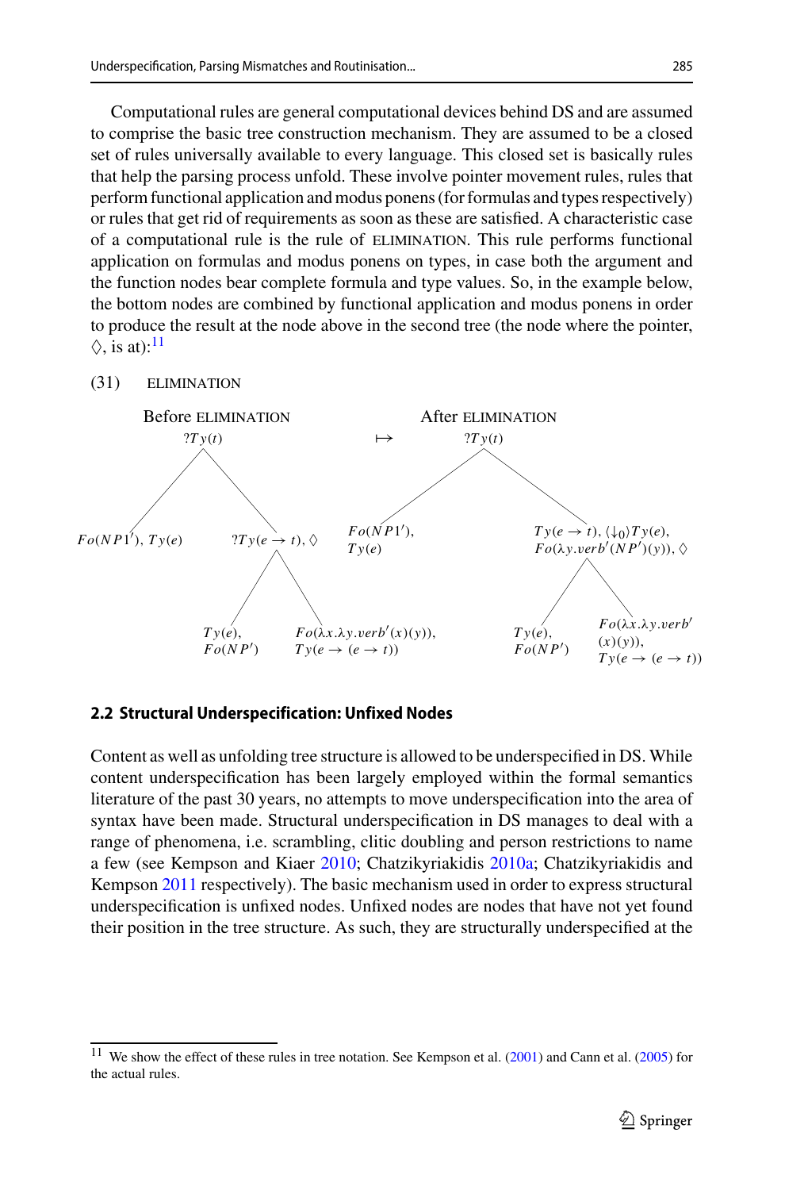Computational rules are general computational devices behind DS and are assumed to comprise the basic tree construction mechanism. They are assumed to be a closed set of rules universally available to every language. This closed set is basically rules that help the parsing process unfold. These involve pointer movement rules, rules that perform functional application and modus ponens (for formulas and types respectively) or rules that get rid of requirements as soon as these are satisfied. A characteristic case of a computational rule is the rule of ELIMINATION. This rule performs functional application on formulas and modus ponens on types, in case both the argument and the function nodes bear complete formula and type values. So, in the example below, the bottom nodes are combined by functional application and modus ponens in order to produce the result at the node above in the second tree (the node where the pointer, $\diamondsuit$, is at):[11]

(31) ELIMINATION

Before ELIMINATION $\mapsto$ After ELIMINATION

Before ELIMINATION:

- Root: $?Ty(t)$
  - $Fo(NP1'), Ty(e)$
  - $?Ty(e \rightarrow t), \diamondsuit$
    - $Ty(e), Fo(NP')$
    - $Fo(\lambda x.\lambda y.verb'(x)(y)), Ty(e \rightarrow (e \rightarrow t))$

After ELIMINATION:

- Root: $?Ty(t)$
  - $Fo(NP1'), Ty(e)$
  - $Ty(e \rightarrow t), \langle\downarrow_0\rangle Ty(e), Fo(\lambda y.verb'(NP')(y)), \diamondsuit$
    - $Ty(e), Fo(NP')$
    - $Fo(\lambda x.\lambda y.verb'(x)(y)), Ty(e \rightarrow (e \rightarrow t))$

## 2.2 Structural Underspecification: Unfixed Nodes

Content as well as unfolding tree structure is allowed to be underspecified in DS. While content underspecification has been largely employed within the formal semantics literature of the past 30 years, no attempts to move underspecification into the area of syntax have been made. Structural underspecification in DS manages to deal with a range of phenomena, i.e. scrambling, clitic doubling and person restrictions to name a few (see Kempson and Kiaer 2010; Chatzikyriakidis 2010a; Chatzikyriakidis and Kempson 2011 respectively). The basic mechanism used in order to express structural underspecification is unfixed nodes. Unfixed nodes are nodes that have not yet found their position in the tree structure. As such, they are structurally underspecified at the

[11] We show the effect of these rules in tree notation. See Kempson et al. (2001) and Cann et al. (2005) for the actual rules.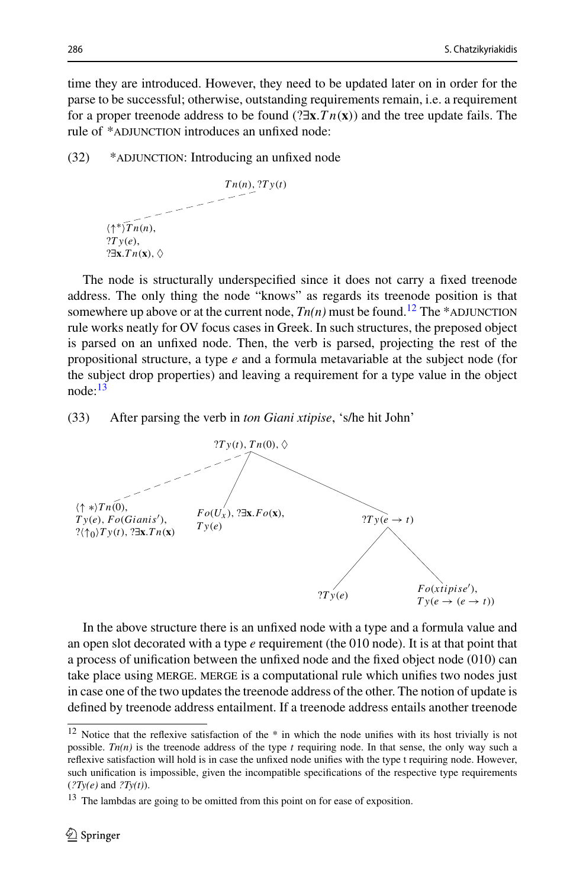time they are introduced. However, they need to be updated later on in order for the parse to be successful; otherwise, outstanding requirements remain, i.e. a requirement for a proper treenode address to be found ($?\exists \mathbf{x}.Tn(\mathbf{x})$) and the tree update fails. The rule of *ADJUNCTION introduces an unfixed node:

(32) *ADJUNCTION: Introducing an unfixed node

$$Tn(n), ?Ty(t)$$

$$\langle\uparrow^*\rangle Tn(n),\ ?Ty(e),\ ?\exists \mathbf{x}.Tn(\mathbf{x}),\ \Diamond$$

The node is structurally underspecified since it does not carry a fixed treenode address. The only thing the node "knows" as regards its treenode position is that somewhere up above or at the current node, *Tn(n)* must be found.[12] The *ADJUNCTION rule works neatly for OV focus cases in Greek. In such structures, the preposed object is parsed on an unfixed node. Then, the verb is parsed, projecting the rest of the propositional structure, a type *e* and a formula metavariable at the subject node (for the subject drop properties) and leaving a requirement for a type value in the object node:[13]

(33) After parsing the verb in *ton Giani xtipise*, 's/he hit John'

$$?Ty(t), Tn(0), \Diamond$$

- Unfixed node: $\langle\uparrow *\rangle Tn(0)$, $Ty(e)$, $Fo(Gianis')$, $?\langle\uparrow_0\rangle Ty(t)$, $?\exists \mathbf{x}.Tn(\mathbf{x})$
- Subject node: $Fo(U_x)$, $?\exists \mathbf{x}.Fo(\mathbf{x})$, $Ty(e)$
- $?Ty(e \rightarrow t)$
  - $?Ty(e)$
  - $Fo(xtipise')$, $Ty(e \rightarrow (e \rightarrow t))$

In the above structure there is an unfixed node with a type and a formula value and an open slot decorated with a type *e* requirement (the 010 node). It is at that point that a process of unification between the unfixed node and the fixed object node (010) can take place using MERGE. MERGE is a computational rule which unifies two nodes just in case one of the two updates the treenode address of the other. The notion of update is defined by treenode address entailment. If a treenode address entails another treenode

---

[12] Notice that the reflexive satisfaction of the * in which the node unifies with its host trivially is not possible. *Tn(n)* is the treenode address of the type *t* requiring node. In that sense, the only way such a reflexive satisfaction will hold is in case the unfixed node unifies with the type t requiring node. However, such unification is impossible, given the incompatible specifications of the respective type requirements (*?Ty(e)* and *?Ty(t)*).

[13] The lambdas are going to be omitted from this point on for ease of exposition.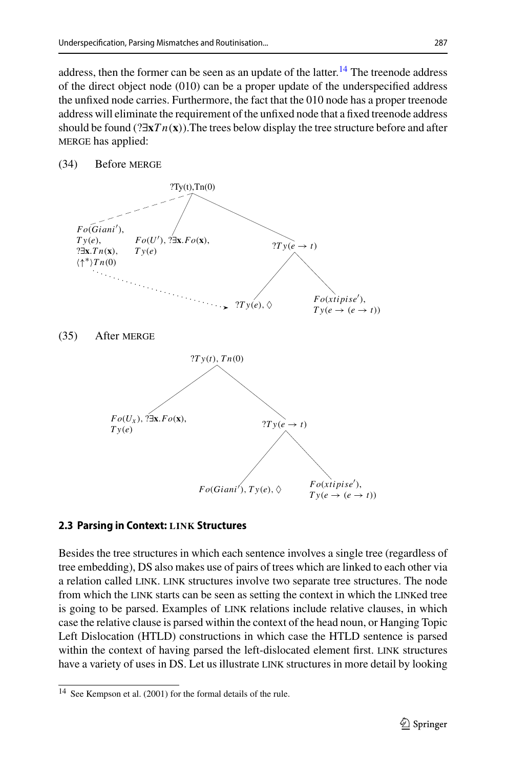address, then the former can be seen as an update of the latter.[14] The treenode address of the direct object node (010) can be a proper update of the underspecified address the unfixed node carries. Furthermore, the fact that the 010 node has a proper treenode address will eliminate the requirement of the unfixed node that a fixed treenode address should be found ($?\exists \mathbf{x} Tn(\mathbf{x})$).The trees below display the tree structure before and after MERGE has applied:

(34) Before MERGE

- Root: $?Ty(t), Tn(0)$
  - (unfixed, dashed) $Fo(Giani')$, $Ty(e)$, $?\exists \mathbf{x}.Tn(\mathbf{x})$, $\langle\uparrow^*\rangle Tn(0)$ ····➤ (merges with $?Ty(e), \Diamond$)
  - $Fo(U')$, $?\exists \mathbf{x}.Fo(\mathbf{x})$, $Ty(e)$
  - $?Ty(e \rightarrow t)$
    - $?Ty(e), \Diamond$
    - $Fo(xtipise')$, $Ty(e \rightarrow (e \rightarrow t))$

(35) After MERGE

- Root: $?Ty(t), Tn(0)$
  - $Fo(U_x)$, $?\exists \mathbf{x}.Fo(\mathbf{x})$, $Ty(e)$
  - $?Ty(e \rightarrow t)$
    - $Fo(Giani'), Ty(e), \Diamond$
    - $Fo(xtipise')$, $Ty(e \rightarrow (e \rightarrow t))$

### 2.3 Parsing in Context: LINK Structures

Besides the tree structures in which each sentence involves a single tree (regardless of tree embedding), DS also makes use of pairs of trees which are linked to each other via a relation called LINK. LINK structures involve two separate tree structures. The node from which the LINK starts can be seen as setting the context in which the LINKed tree is going to be parsed. Examples of LINK relations include relative clauses, in which case the relative clause is parsed within the context of the head noun, or Hanging Topic Left Dislocation (HTLD) constructions in which case the HTLD sentence is parsed within the context of having parsed the left-dislocated element first. LINK structures have a variety of uses in DS. Let us illustrate LINK structures in more detail by looking

[14] See Kempson et al. (2001) for the formal details of the rule.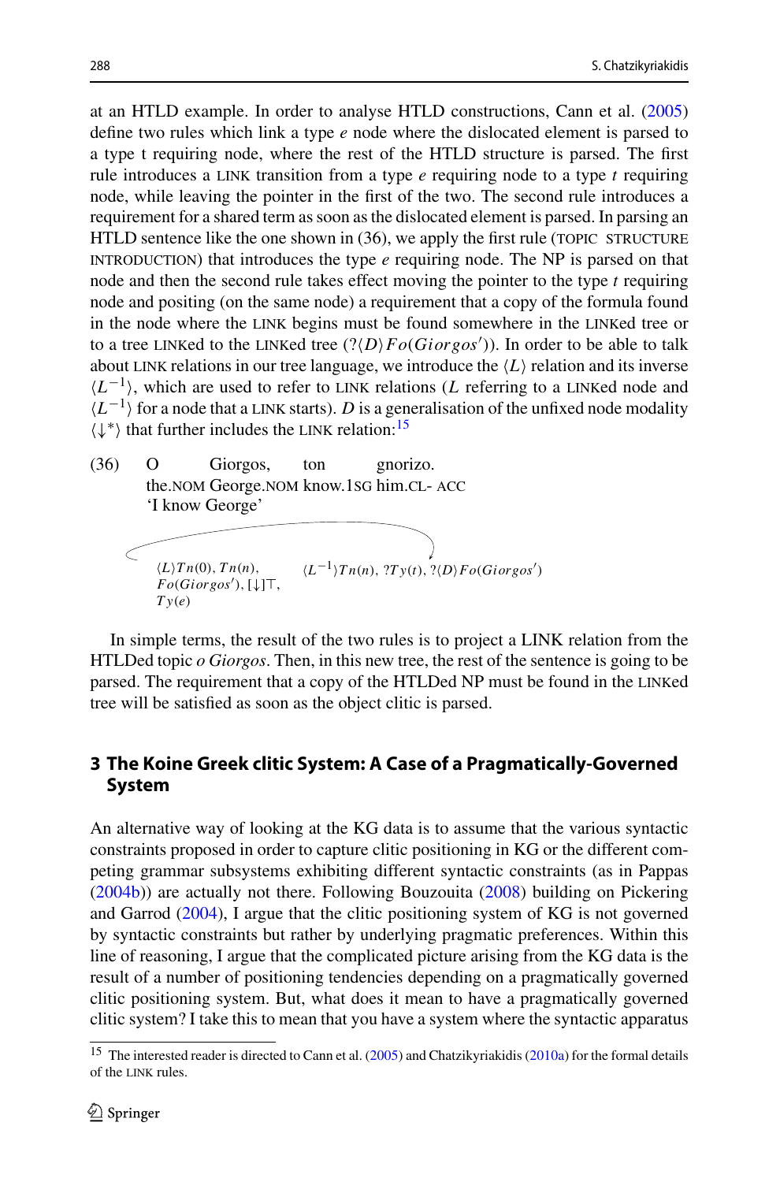at an HTLD example. In order to analyse HTLD constructions, Cann et al. (2005) define two rules which link a type $e$ node where the dislocated element is parsed to a type t requiring node, where the rest of the HTLD structure is parsed. The first rule introduces a LINK transition from a type $e$ requiring node to a type $t$ requiring node, while leaving the pointer in the first of the two. The second rule introduces a requirement for a shared term as soon as the dislocated element is parsed. In parsing an HTLD sentence like the one shown in (36), we apply the first rule (TOPIC STRUCTURE INTRODUCTION) that introduces the type $e$ requiring node. The NP is parsed on that node and then the second rule takes effect moving the pointer to the type $t$ requiring node and positing (on the same node) a requirement that a copy of the formula found in the node where the LINK begins must be found somewhere in the LINKed tree or to a tree LINKed to the LINKed tree ($?\langle D\rangle Fo(Giorgos')$). In order to be able to talk about LINK relations in our tree language, we introduce the $\langle L\rangle$ relation and its inverse $\langle L^{-1}\rangle$, which are used to refer to LINK relations ($L$ referring to a LINKed node and $\langle L^{-1}\rangle$ for a node that a LINK starts). $D$ is a generalisation of the unfixed node modality $\langle\downarrow^*\rangle$ that further includes the LINK relation:[15]

(36) O Giorgos, ton gnorizo.
the.NOM George.NOM know.1SG him.CL- ACC
'I know George'

$\langle L\rangle Tn(0), Tn(n), Fo(Giorgos'), [\downarrow]\top, Ty(e)$ $\quad\quad$ $\langle L^{-1}\rangle Tn(n), ?Ty(t), ?\langle D\rangle Fo(Giorgos')$

In simple terms, the result of the two rules is to project a LINK relation from the HTLDed topic *o Giorgos*. Then, in this new tree, the rest of the sentence is going to be parsed. The requirement that a copy of the HTLDed NP must be found in the LINKed tree will be satisfied as soon as the object clitic is parsed.

## 3 The Koine Greek clitic System: A Case of a Pragmatically-Governed System

An alternative way of looking at the KG data is to assume that the various syntactic constraints proposed in order to capture clitic positioning in KG or the different competing grammar subsystems exhibiting different syntactic constraints (as in Pappas (2004b)) are actually not there. Following Bouzouita (2008) building on Pickering and Garrod (2004), I argue that the clitic positioning system of KG is not governed by syntactic constraints but rather by underlying pragmatic preferences. Within this line of reasoning, I argue that the complicated picture arising from the KG data is the result of a number of positioning tendencies depending on a pragmatically governed clitic positioning system. But, what does it mean to have a pragmatically governed clitic system? I take this to mean that you have a system where the syntactic apparatus

[15] The interested reader is directed to Cann et al. (2005) and Chatzikyriakidis (2010a) for the formal details of the LINK rules.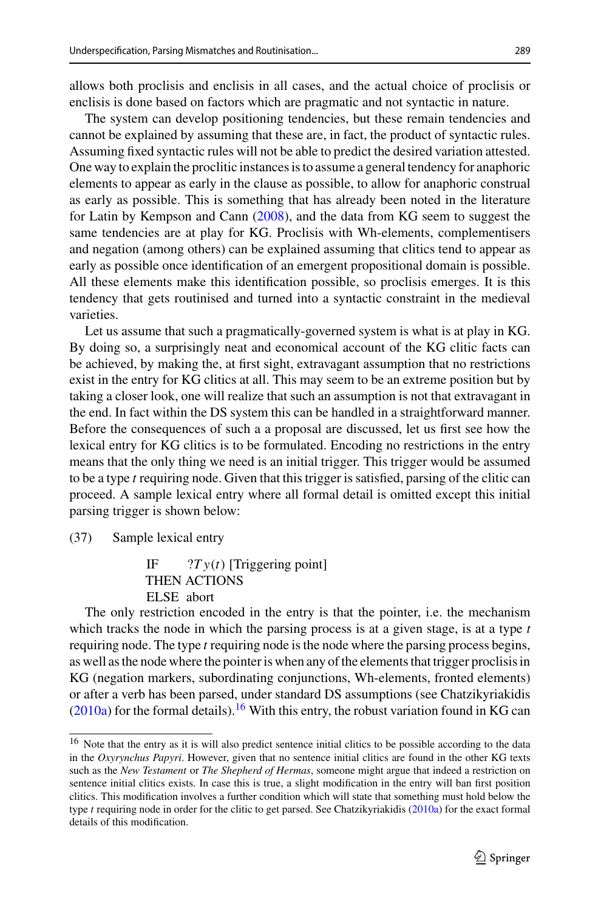allows both proclisis and enclisis in all cases, and the actual choice of proclisis or enclisis is done based on factors which are pragmatic and not syntactic in nature.

The system can develop positioning tendencies, but these remain tendencies and cannot be explained by assuming that these are, in fact, the product of syntactic rules. Assuming fixed syntactic rules will not be able to predict the desired variation attested. One way to explain the proclitic instances is to assume a general tendency for anaphoric elements to appear as early in the clause as possible, to allow for anaphoric construal as early as possible. This is something that has already been noted in the literature for Latin by Kempson and Cann (2008), and the data from KG seem to suggest the same tendencies are at play for KG. Proclisis with Wh-elements, complementisers and negation (among others) can be explained assuming that clitics tend to appear as early as possible once identification of an emergent propositional domain is possible. All these elements make this identification possible, so proclisis emerges. It is this tendency that gets routinised and turned into a syntactic constraint in the medieval varieties.

Let us assume that such a pragmatically-governed system is what is at play in KG. By doing so, a surprisingly neat and economical account of the KG clitic facts can be achieved, by making the, at first sight, extravagant assumption that no restrictions exist in the entry for KG clitics at all. This may seem to be an extreme position but by taking a closer look, one will realize that such an assumption is not that extravagant in the end. In fact within the DS system this can be handled in a straightforward manner. Before the consequences of such a proposal are discussed, let us first see how the lexical entry for KG clitics is to be formulated. Encoding no restrictions in the entry means that the only thing we need is an initial trigger. This trigger would be assumed to be a type *t* requiring node. Given that this trigger is satisfied, parsing of the clitic can proceed. A sample lexical entry where all formal detail is omitted except this initial parsing trigger is shown below:

(37) Sample lexical entry

IF $?Ty(t)$ [Triggering point]
THEN ACTIONS
ELSE abort

The only restriction encoded in the entry is that the pointer, i.e. the mechanism which tracks the node in which the parsing process is at a given stage, is at a type *t* requiring node. The type *t* requiring node is the node where the parsing process begins, as well as the node where the pointer is when any of the elements that trigger proclisis in KG (negation markers, subordinating conjunctions, Wh-elements, fronted elements) or after a verb has been parsed, under standard DS assumptions (see Chatzikyriakidis (2010a) for the formal details).[16] With this entry, the robust variation found in KG can

[16] Note that the entry as it is will also predict sentence initial clitics to be possible according to the data in the *Oxyrynchus Papyri*. However, given that no sentence initial clitics are found in the other KG texts such as the *New Testament* or *The Shepherd of Hermas*, someone might argue that indeed a restriction on sentence initial clitics exists. In case this is true, a slight modification in the entry will ban first position clitics. This modification involves a further condition which will state that something must hold below the type *t* requiring node in order for the clitic to get parsed. See Chatzikyriakidis (2010a) for the exact formal details of this modification.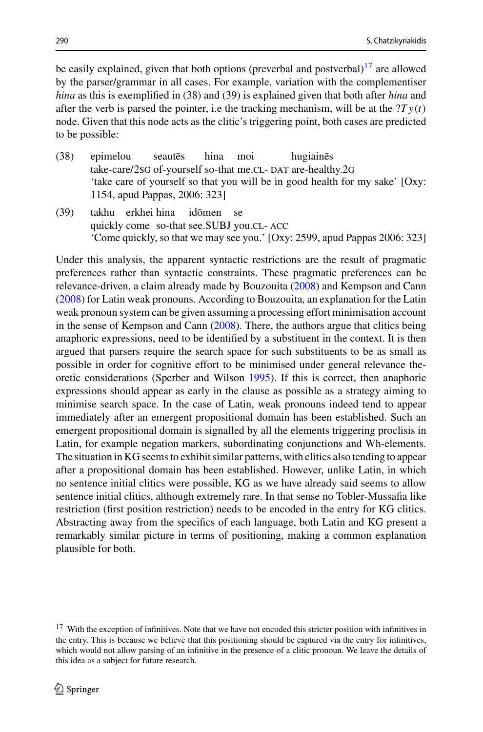be easily explained, given that both options (preverbal and postverbal)[17] are allowed by the parser/grammar in all cases. For example, variation with the complementiser *hina* as this is exemplified in (38) and (39) is explained given that both after *hina* and after the verb is parsed the pointer, i.e the tracking mechanism, will be at the $?Ty(t)$ node. Given that this node acts as the clitic's triggering point, both cases are predicted to be possible:

(38) epimelou seautēs hina moi hugiainēs
take-care/2SG of-yourself so-that me.CL- DAT are-healthy.2G
'take care of yourself so that you will be in good health for my sake' [Oxy: 1154, apud Pappas, 2006: 323]

(39) takhu erkhei hina idōmen se
quickly come so-that see.SUBJ you.CL- ACC
'Come quickly, so that we may see you.' [Oxy: 2599, apud Pappas 2006: 323]

Under this analysis, the apparent syntactic restrictions are the result of pragmatic preferences rather than syntactic constraints. These pragmatic preferences can be relevance-driven, a claim already made by Bouzouita (2008) and Kempson and Cann (2008) for Latin weak pronouns. According to Bouzouita, an explanation for the Latin weak pronoun system can be given assuming a processing effort minimisation account in the sense of Kempson and Cann (2008). There, the authors argue that clitics being anaphoric expressions, need to be identified by a substituent in the context. It is then argued that parsers require the search space for such substituents to be as small as possible in order for cognitive effort to be minimised under general relevance theoretic considerations (Sperber and Wilson 1995). If this is correct, then anaphoric expressions should appear as early in the clause as possible as a strategy aiming to minimise search space. In the case of Latin, weak pronouns indeed tend to appear immediately after an emergent propositional domain has been established. Such an emergent propositional domain is signalled by all the elements triggering proclisis in Latin, for example negation markers, subordinating conjunctions and Wh-elements. The situation in KG seems to exhibit similar patterns, with clitics also tending to appear after a propositional domain has been established. However, unlike Latin, in which no sentence initial clitics were possible, KG as we have already said seems to allow sentence initial clitics, although extremely rare. In that sense no Tobler-Mussafia like restriction (first position restriction) needs to be encoded in the entry for KG clitics. Abstracting away from the specifics of each language, both Latin and KG present a remarkably similar picture in terms of positioning, making a common explanation plausible for both.

[17] With the exception of infinitives. Note that we have not encoded this stricter position with infinitives in the entry. This is because we believe that this positioning should be captured via the entry for infinitives, which would not allow parsing of an infinitive in the presence of a clitic pronoun. We leave the details of this idea as a subject for future research.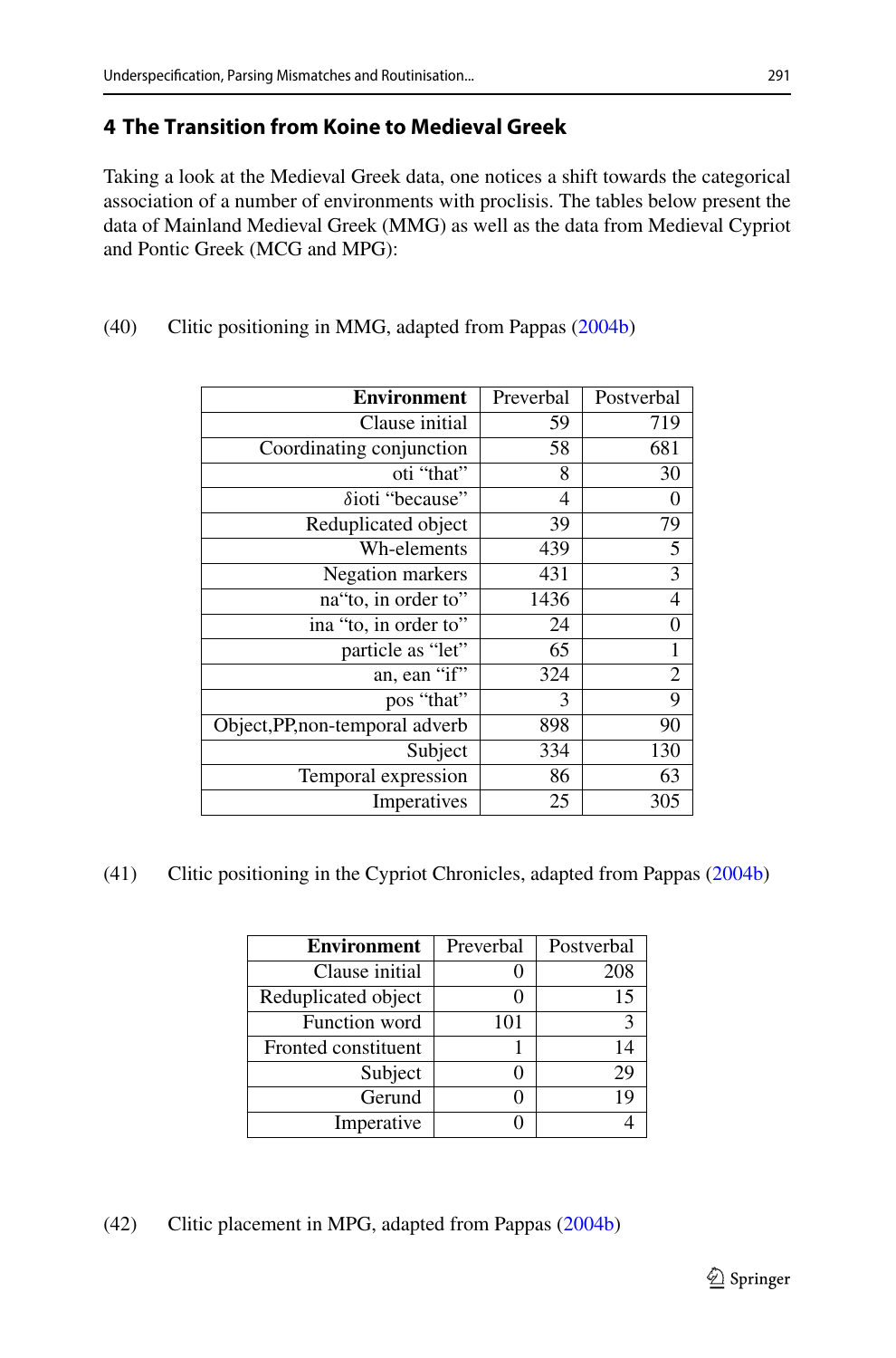## 4 The Transition from Koine to Medieval Greek

Taking a look at the Medieval Greek data, one notices a shift towards the categorical association of a number of environments with proclisis. The tables below present the data of Mainland Medieval Greek (MMG) as well as the data from Medieval Cypriot and Pontic Greek (MCG and MPG):

(40) Clitic positioning in MMG, adapted from Pappas (2004b)

| **Environment** | Preverbal | Postverbal |
|---:|---:|---:|
| Clause initial | 59 | 719 |
| Coordinating conjunction | 58 | 681 |
| oti “that” | 8 | 30 |
| δioti “because” | 4 | 0 |
| Reduplicated object | 39 | 79 |
| Wh-elements | 439 | 5 |
| Negation markers | 431 | 3 |
| na“to, in order to” | 1436 | 4 |
| ina “to, in order to” | 24 | 0 |
| particle as “let” | 65 | 1 |
| an, ean “if” | 324 | 2 |
| pos “that” | 3 | 9 |
| Object,PP,non-temporal adverb | 898 | 90 |
| Subject | 334 | 130 |
| Temporal expression | 86 | 63 |
| Imperatives | 25 | 305 |

(41) Clitic positioning in the Cypriot Chronicles, adapted from Pappas (2004b)

| **Environment** | Preverbal | Postverbal |
|---:|---:|---:|
| Clause initial | 0 | 208 |
| Reduplicated object | 0 | 15 |
| Function word | 101 | 3 |
| Fronted constituent | 1 | 14 |
| Subject | 0 | 29 |
| Gerund | 0 | 19 |
| Imperative | 0 | 4 |

(42) Clitic placement in MPG, adapted from Pappas (2004b)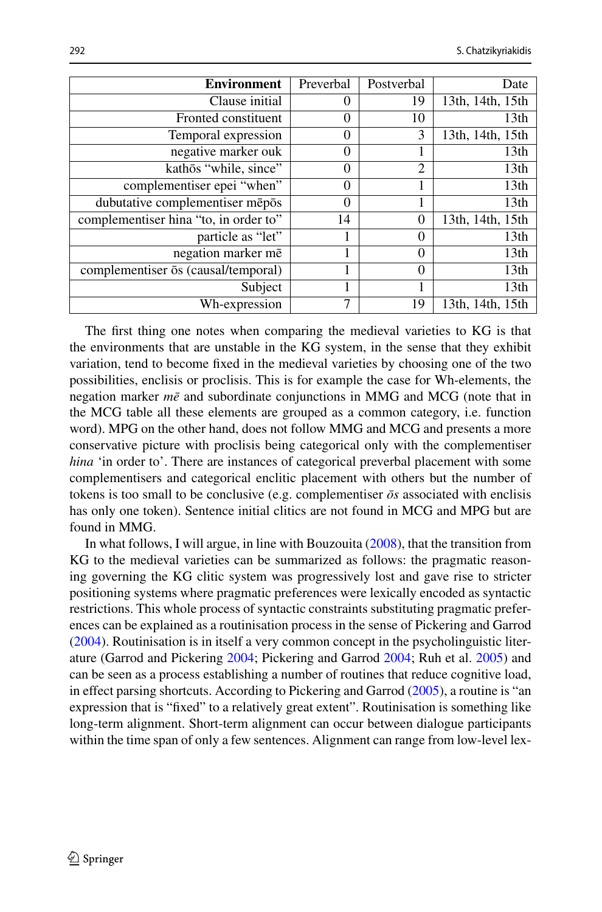| **Environment** | Preverbal | Postverbal | Date |
|---|---|---|---|
| Clause initial | 0 | 19 | 13th, 14th, 15th |
| Fronted constituent | 0 | 10 | 13th |
| Temporal expression | 0 | 3 | 13th, 14th, 15th |
| negative marker ouk | 0 | 1 | 13th |
| kathōs “while, since” | 0 | 2 | 13th |
| complementiser epei “when” | 0 | 1 | 13th |
| dubutative complementiser mēpōs | 0 | 1 | 13th |
| complementiser hina “to, in order to” | 14 | 0 | 13th, 14th, 15th |
| particle as “let” | 1 | 0 | 13th |
| negation marker mē | 1 | 0 | 13th |
| complementiser ōs (causal/temporal) | 1 | 0 | 13th |
| Subject | 1 | 1 | 13th |
| Wh-expression | 7 | 19 | 13th, 14th, 15th |

The first thing one notes when comparing the medieval varieties to KG is that the environments that are unstable in the KG system, in the sense that they exhibit variation, tend to become fixed in the medieval varieties by choosing one of the two possibilities, enclisis or proclisis. This is for example the case for Wh-elements, the negation marker *mē* and subordinate conjunctions in MMG and MCG (note that in the MCG table all these elements are grouped as a common category, i.e. function word). MPG on the other hand, does not follow MMG and MCG and presents a more conservative picture with proclisis being categorical only with the complementiser *hina* ‘in order to’. There are instances of categorical preverbal placement with some complementisers and categorical enclitic placement with others but the number of tokens is too small to be conclusive (e.g. complementiser *ōs* associated with enclisis has only one token). Sentence initial clitics are not found in MCG and MPG but are found in MMG.

In what follows, I will argue, in line with Bouzouita (2008), that the transition from KG to the medieval varieties can be summarized as follows: the pragmatic reasoning governing the KG clitic system was progressively lost and gave rise to stricter positioning systems where pragmatic preferences were lexically encoded as syntactic restrictions. This whole process of syntactic constraints substituting pragmatic preferences can be explained as a routinisation process in the sense of Pickering and Garrod (2004). Routinisation is in itself a very common concept in the psycholinguistic literature (Garrod and Pickering 2004; Pickering and Garrod 2004; Ruh et al. 2005) and can be seen as a process establishing a number of routines that reduce cognitive load, in effect parsing shortcuts. According to Pickering and Garrod (2005), a routine is “an expression that is “fixed” to a relatively great extent”. Routinisation is something like long-term alignment. Short-term alignment can occur between dialogue participants within the time span of only a few sentences. Alignment can range from low-level lex-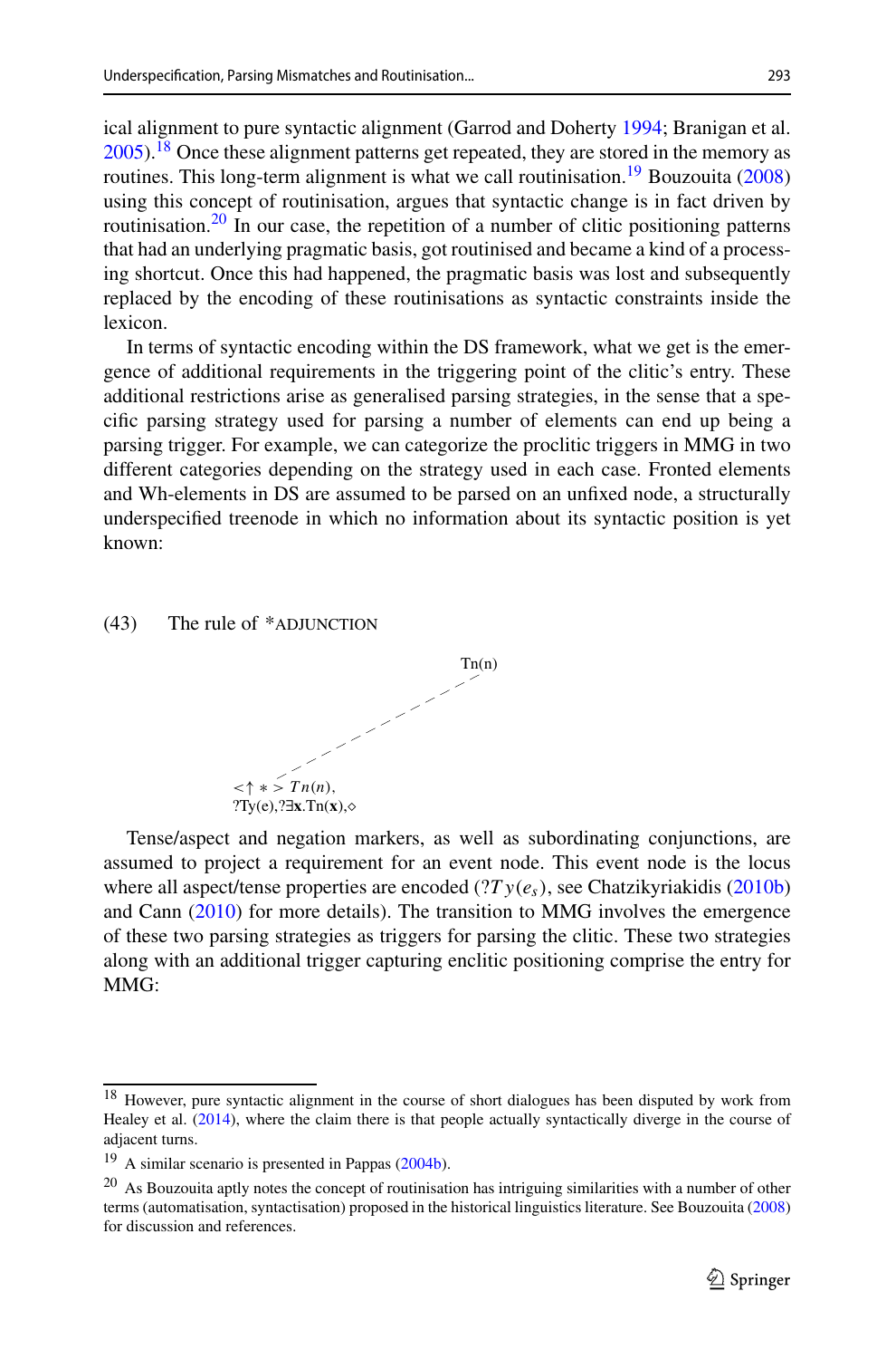ical alignment to pure syntactic alignment (Garrod and Doherty 1994; Branigan et al. 2005).[18] Once these alignment patterns get repeated, they are stored in the memory as routines. This long-term alignment is what we call routinisation.[19] Bouzouita (2008) using this concept of routinisation, argues that syntactic change is in fact driven by routinisation.[20] In our case, the repetition of a number of clitic positioning patterns that had an underlying pragmatic basis, got routinised and became a kind of a processing shortcut. Once this had happened, the pragmatic basis was lost and subsequently replaced by the encoding of these routinisations as syntactic constraints inside the lexicon.

In terms of syntactic encoding within the DS framework, what we get is the emergence of additional requirements in the triggering point of the clitic's entry. These additional restrictions arise as generalised parsing strategies, in the sense that a specific parsing strategy used for parsing a number of elements can end up being a parsing trigger. For example, we can categorize the proclitic triggers in MMG in two different categories depending on the strategy used in each case. Fronted elements and Wh-elements in DS are assumed to be parsed on an unfixed node, a structurally underspecified treenode in which no information about its syntactic position is yet known:

(43) The rule of *ADJUNCTION

```
                                   Tn(n)
                                  /
                              /
                          /
                      /
                  /
<↑ * > Tn(n),
?Ty(e),?∃x.Tn(x),◇
```

Tense/aspect and negation markers, as well as subordinating conjunctions, are assumed to project a requirement for an event node. This event node is the locus where all aspect/tense properties are encoded ($?Ty(e_s)$, see Chatzikyriakidis (2010b) and Cann (2010) for more details). The transition to MMG involves the emergence of these two parsing strategies as triggers for parsing the clitic. These two strategies along with an additional trigger capturing enclitic positioning comprise the entry for MMG:

---

[18] However, pure syntactic alignment in the course of short dialogues has been disputed by work from Healey et al. (2014), where the claim there is that people actually syntactically diverge in the course of adjacent turns.

[19] A similar scenario is presented in Pappas (2004b).

[20] As Bouzouita aptly notes the concept of routinisation has intriguing similarities with a number of other terms (automatisation, syntactisation) proposed in the historical linguistics literature. See Bouzouita (2008) for discussion and references.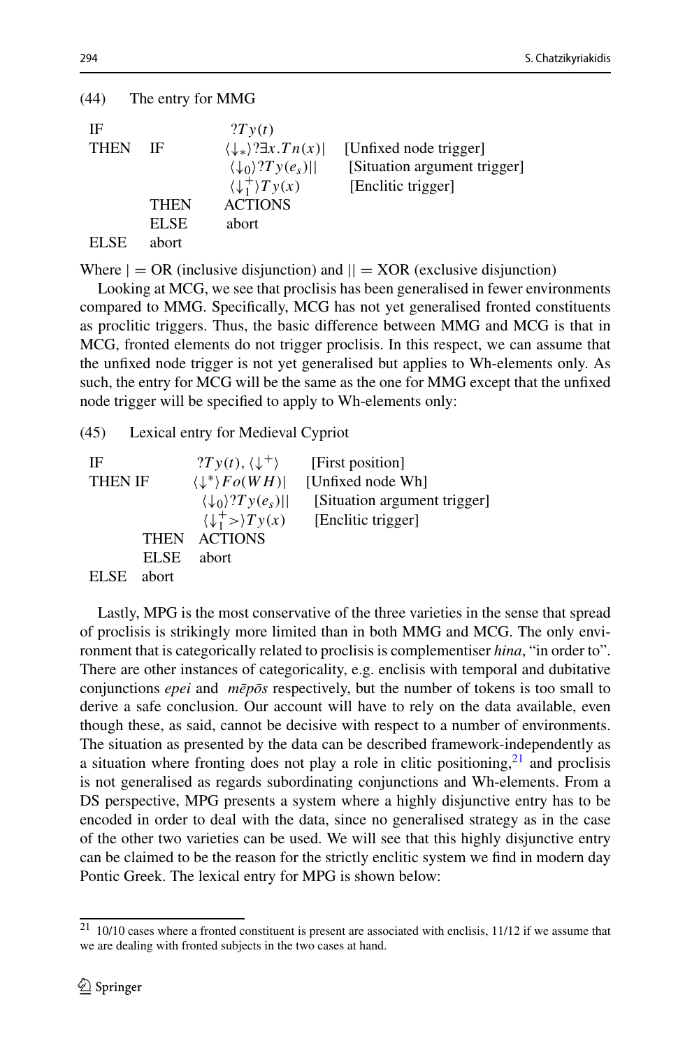(44) The entry for MMG

| | | | |
|---|---|---|---|
| IF | | $?Ty(t)$ | |
| THEN | IF | $\langle\downarrow_*\rangle?\exists x.Tn(x)|$ | [Unfixed node trigger] |
| | | $\langle\downarrow_0\rangle?Ty(e_s)||$ | [Situation argument trigger] |
| | | $\langle\downarrow_1^+\rangle Ty(x)$ | [Enclitic trigger] |
| | THEN | ACTIONS | |
| | ELSE | abort | |
| ELSE | abort | | |

Where $| =$ OR (inclusive disjunction) and $|| =$ XOR (exclusive disjunction)

Looking at MCG, we see that proclisis has been generalised in fewer environments compared to MMG. Specifically, MCG has not yet generalised fronted constituents as proclitic triggers. Thus, the basic difference between MMG and MCG is that in MCG, fronted elements do not trigger proclisis. In this respect, we can assume that the unfixed node trigger is not yet generalised but applies to Wh-elements only. As such, the entry for MCG will be the same as the one for MMG except that the unfixed node trigger will be specified to apply to Wh-elements only:

(45) Lexical entry for Medieval Cypriot

| | | | |
|---|---|---|---|
| IF | | $?Ty(t), \langle\downarrow^+\rangle$ | [First position] |
| THEN IF | | $\langle\downarrow^*\rangle Fo(WH)|$ | [Unfixed node Wh] |
| | | $\langle\downarrow_0\rangle?Ty(e_s)||$ | [Situation argument trigger] |
| | | $\langle\downarrow_1^+>\rangle Ty(x)$ | [Enclitic trigger] |
| | THEN | ACTIONS | |
| | ELSE | abort | |
| ELSE | abort | | |

Lastly, MPG is the most conservative of the three varieties in the sense that spread of proclisis is strikingly more limited than in both MMG and MCG. The only environment that is categorically related to proclisis is complementiser *hina*, "in order to". There are other instances of categoricality, e.g. enclisis with temporal and dubitative conjunctions *epei* and *mēpōs* respectively, but the number of tokens is too small to derive a safe conclusion. Our account will have to rely on the data available, even though these, as said, cannot be decisive with respect to a number of environments. The situation as presented by the data can be described framework-independently as a situation where fronting does not play a role in clitic positioning,[21] and proclisis is not generalised as regards subordinating conjunctions and Wh-elements. From a DS perspective, MPG presents a system where a highly disjunctive entry has to be encoded in order to deal with the data, since no generalised strategy as in the case of the other two varieties can be used. We will see that this highly disjunctive entry can be claimed to be the reason for the strictly enclitic system we find in modern day Pontic Greek. The lexical entry for MPG is shown below:

[21] 10/10 cases where a fronted constituent is present are associated with enclisis, 11/12 if we assume that we are dealing with fronted subjects in the two cases at hand.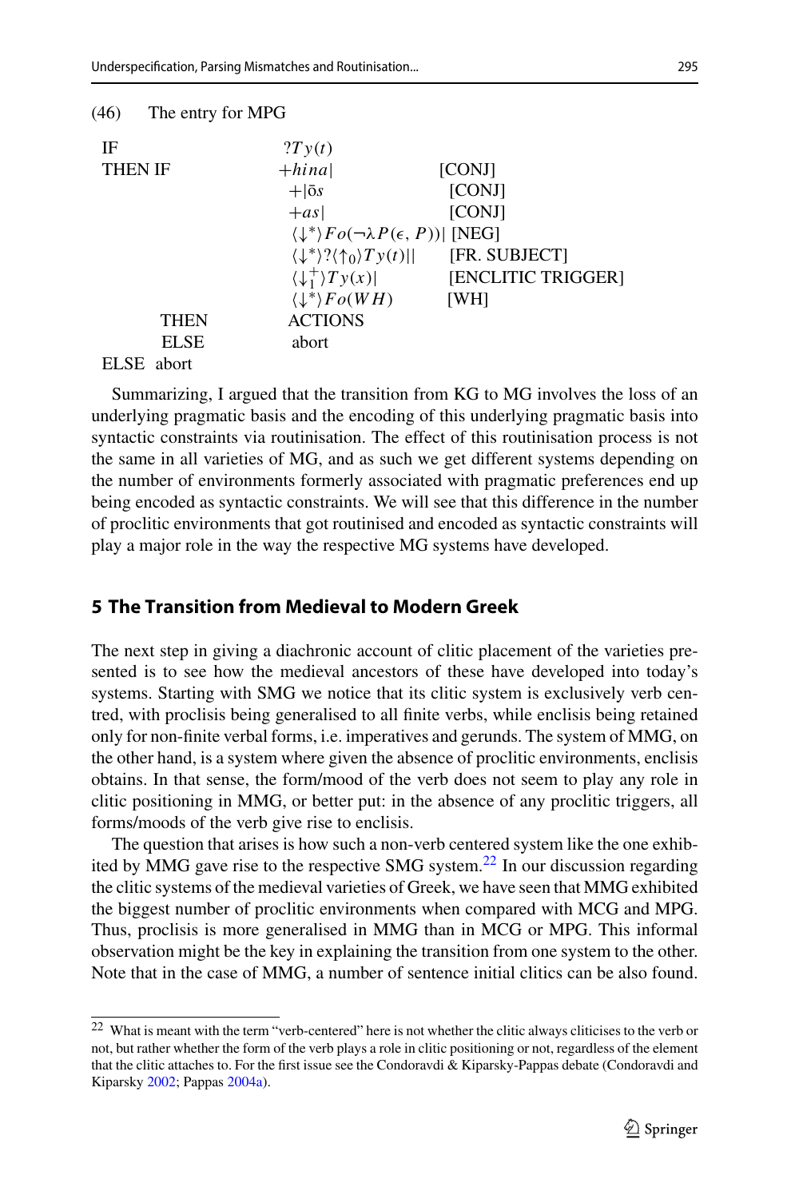(46) The entry for MPG

```
IF                ?Ty(t)
THEN IF           +hina|                    [CONJ]
                  +|ōs                      [CONJ]
                  +as|                      [CONJ]
                  ⟨↓*⟩Fo(¬λP(ε, P))|        [NEG]
                  ⟨↓*⟩?⟨↑0⟩Ty(t)||          [FR. SUBJECT]
                  ⟨↓1+⟩Ty(x)|               [ENCLITIC TRIGGER]
                  ⟨↓*⟩Fo(WH)                [WH]
      THEN        ACTIONS
      ELSE        abort
ELSE  abort
```

| | | |
|---|---|---|
| IF | $?Ty(t)$ | |
| THEN IF | $+hina\|$ | [CONJ] |
| | $+\|\bar{o}s$ | [CONJ] |
| | $+as\|$ | [CONJ] |
| | $\langle\downarrow^*\rangle Fo(\neg\lambda P(\epsilon, P))\|$ | [NEG] |
| | $\langle\downarrow^*\rangle ?\langle\uparrow_0\rangle Ty(t)\|\|$ | [FR. SUBJECT] |
| | $\langle\downarrow_1^+\rangle Ty(x)\|$ | [ENCLITIC TRIGGER] |
| | $\langle\downarrow^*\rangle Fo(WH)$ | [WH] |
| THEN | ACTIONS | |
| ELSE | abort | |
| ELSE abort | | |

Summarizing, I argued that the transition from KG to MG involves the loss of an underlying pragmatic basis and the encoding of this underlying pragmatic basis into syntactic constraints via routinisation. The effect of this routinisation process is not the same in all varieties of MG, and as such we get different systems depending on the number of environments formerly associated with pragmatic preferences end up being encoded as syntactic constraints. We will see that this difference in the number of proclitic environments that got routinised and encoded as syntactic constraints will play a major role in the way the respective MG systems have developed.

## 5 The Transition from Medieval to Modern Greek

The next step in giving a diachronic account of clitic placement of the varieties presented is to see how the medieval ancestors of these have developed into today's systems. Starting with SMG we notice that its clitic system is exclusively verb centred, with proclisis being generalised to all finite verbs, while enclisis being retained only for non-finite verbal forms, i.e. imperatives and gerunds. The system of MMG, on the other hand, is a system where given the absence of proclitic environments, enclisis obtains. In that sense, the form/mood of the verb does not seem to play any role in clitic positioning in MMG, or better put: in the absence of any proclitic triggers, all forms/moods of the verb give rise to enclisis.

The question that arises is how such a non-verb centered system like the one exhibited by MMG gave rise to the respective SMG system.[22] In our discussion regarding the clitic systems of the medieval varieties of Greek, we have seen that MMG exhibited the biggest number of proclitic environments when compared with MCG and MPG. Thus, proclisis is more generalised in MMG than in MCG or MPG. This informal observation might be the key in explaining the transition from one system to the other. Note that in the case of MMG, a number of sentence initial clitics can be also found.

[22] What is meant with the term "verb-centered" here is not whether the clitic always cliticises to the verb or not, but rather whether the form of the verb plays a role in clitic positioning or not, regardless of the element that the clitic attaches to. For the first issue see the Condoravdi & Kiparsky-Pappas debate (Condoravdi and Kiparsky 2002; Pappas 2004a).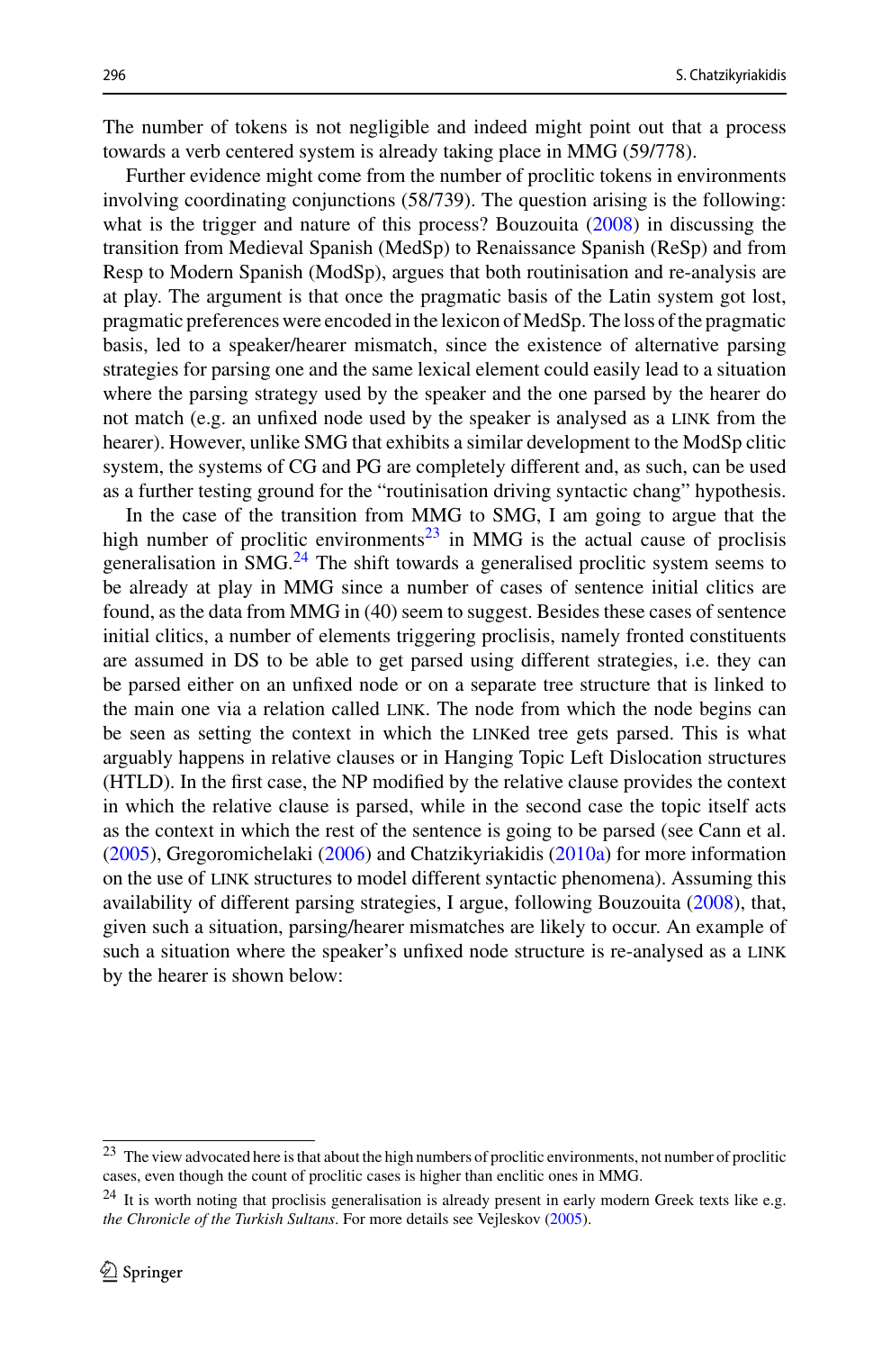The number of tokens is not negligible and indeed might point out that a process towards a verb centered system is already taking place in MMG (59/778).

Further evidence might come from the number of proclitic tokens in environments involving coordinating conjunctions (58/739). The question arising is the following: what is the trigger and nature of this process? Bouzouita (2008) in discussing the transition from Medieval Spanish (MedSp) to Renaissance Spanish (ReSp) and from Resp to Modern Spanish (ModSp), argues that both routinisation and re-analysis are at play. The argument is that once the pragmatic basis of the Latin system got lost, pragmatic preferences were encoded in the lexicon of MedSp. The loss of the pragmatic basis, led to a speaker/hearer mismatch, since the existence of alternative parsing strategies for parsing one and the same lexical element could easily lead to a situation where the parsing strategy used by the speaker and the one parsed by the hearer do not match (e.g. an unfixed node used by the speaker is analysed as a LINK from the hearer). However, unlike SMG that exhibits a similar development to the ModSp clitic system, the systems of CG and PG are completely different and, as such, can be used as a further testing ground for the "routinisation driving syntactic chang" hypothesis.

In the case of the transition from MMG to SMG, I am going to argue that the high number of proclitic environments[23] in MMG is the actual cause of proclisis generalisation in SMG.[24] The shift towards a generalised proclitic system seems to be already at play in MMG since a number of cases of sentence initial clitics are found, as the data from MMG in (40) seem to suggest. Besides these cases of sentence initial clitics, a number of elements triggering proclisis, namely fronted constituents are assumed in DS to be able to get parsed using different strategies, i.e. they can be parsed either on an unfixed node or on a separate tree structure that is linked to the main one via a relation called LINK. The node from which the node begins can be seen as setting the context in which the LINKed tree gets parsed. This is what arguably happens in relative clauses or in Hanging Topic Left Dislocation structures (HTLD). In the first case, the NP modified by the relative clause provides the context in which the relative clause is parsed, while in the second case the topic itself acts as the context in which the rest of the sentence is going to be parsed (see Cann et al. (2005), Gregoromichelaki (2006) and Chatzikyriakidis (2010a) for more information on the use of LINK structures to model different syntactic phenomena). Assuming this availability of different parsing strategies, I argue, following Bouzouita (2008), that, given such a situation, parsing/hearer mismatches are likely to occur. An example of such a situation where the speaker's unfixed node structure is re-analysed as a LINK by the hearer is shown below:

[23] The view advocated here is that about the high numbers of proclitic environments, not number of proclitic cases, even though the count of proclitic cases is higher than enclitic ones in MMG.

[24] It is worth noting that proclisis generalisation is already present in early modern Greek texts like e.g. *the Chronicle of the Turkish Sultans*. For more details see Vejleskov (2005).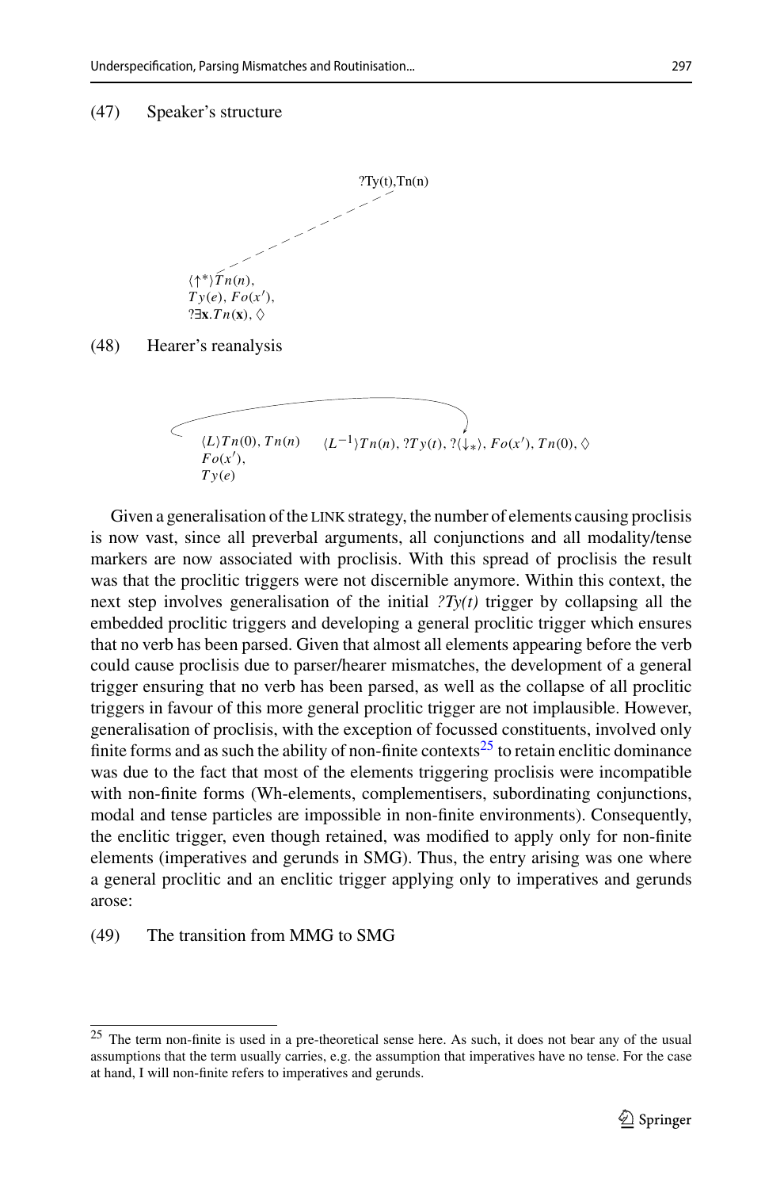(47) Speaker's structure

$?Ty(t), Tn(n)$

$\langle\uparrow^*\rangle Tn(n)$,
$Ty(e)$, $Fo(x')$,
$?\exists\mathbf{x}.Tn(\mathbf{x})$, $\diamondsuit$

(48) Hearer's reanalysis

$\langle L\rangle Tn(0)$, $Tn(n)$
$Fo(x')$,
$Ty(e)$

$\langle L^{-1}\rangle Tn(n)$, $?Ty(t)$, $?\langle\downarrow_*\rangle$, $Fo(x')$, $Tn(0)$, $\diamondsuit$

Given a generalisation of the LINK strategy, the number of elements causing proclisis is now vast, since all preverbal arguments, all conjunctions and all modality/tense markers are now associated with proclisis. With this spread of proclisis the result was that the proclitic triggers were not discernible anymore. Within this context, the next step involves generalisation of the initial *?Ty(t)* trigger by collapsing all the embedded proclitic triggers and developing a general proclitic trigger which ensures that no verb has been parsed. Given that almost all elements appearing before the verb could cause proclisis due to parser/hearer mismatches, the development of a general trigger ensuring that no verb has been parsed, as well as the collapse of all proclitic triggers in favour of this more general proclitic trigger are not implausible. However, generalisation of proclisis, with the exception of focussed constituents, involved only finite forms and as such the ability of non-finite contexts[25] to retain enclitic dominance was due to the fact that most of the elements triggering proclisis were incompatible with non-finite forms (Wh-elements, complementisers, subordinating conjunctions, modal and tense particles are impossible in non-finite environments). Consequently, the enclitic trigger, even though retained, was modified to apply only for non-finite elements (imperatives and gerunds in SMG). Thus, the entry arising was one where a general proclitic and an enclitic trigger applying only to imperatives and gerunds arose:

(49) The transition from MMG to SMG

[25] The term non-finite is used in a pre-theoretical sense here. As such, it does not bear any of the usual assumptions that the term usually carries, e.g. the assumption that imperatives have no tense. For the case at hand, I will non-finite refers to imperatives and gerunds.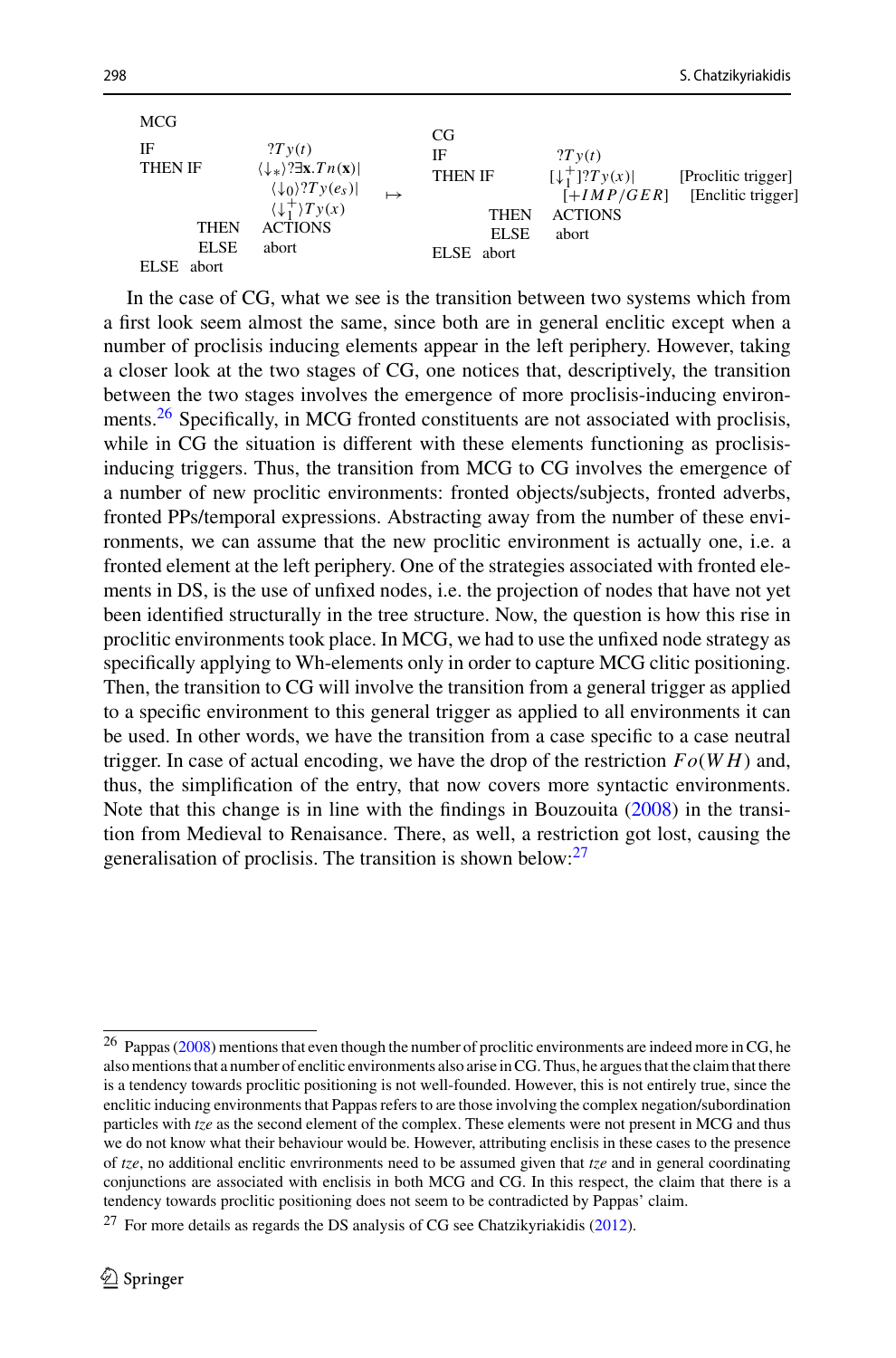MCG

| | | | | | | |
|---|---|---|---|---|---|---|
| IF | | $?Ty(t)$ | | CG | | |
| THEN IF | | $\langle\downarrow_*\rangle?\exists\mathbf{x}.Tn(\mathbf{x})\|$ | | IF | $?Ty(t)$ | |
| | | $\langle\downarrow_0\rangle?Ty(e_s)\|$ | $\mapsto$ | THEN IF | $[\downarrow_1^+]?Ty(x)\|$ | [Proclitic trigger] |
| | | $\langle\downarrow_1^+\rangle Ty(x)$ | | | $[+IMP/GER]$ | [Enclitic trigger] |
| | THEN | ACTIONS | | THEN | ACTIONS | |
| | ELSE | abort | | ELSE | abort | |
| ELSE abort | | | | ELSE abort | | |

In the case of CG, what we see is the transition between two systems which from a first look seem almost the same, since both are in general enclitic except when a number of proclisis inducing elements appear in the left periphery. However, taking a closer look at the two stages of CG, one notices that, descriptively, the transition between the two stages involves the emergence of more proclisis-inducing environments.[26] Specifically, in MCG fronted constituents are not associated with proclisis, while in CG the situation is different with these elements functioning as proclisis-inducing triggers. Thus, the transition from MCG to CG involves the emergence of a number of new proclitic environments: fronted objects/subjects, fronted adverbs, fronted PPs/temporal expressions. Abstracting away from the number of these environments, we can assume that the new proclitic environment is actually one, i.e. a fronted element at the left periphery. One of the strategies associated with fronted elements in DS, is the use of unfixed nodes, i.e. the projection of nodes that have not yet been identified structurally in the tree structure. Now, the question is how this rise in proclitic environments took place. In MCG, we had to use the unfixed node strategy as specifically applying to Wh-elements only in order to capture MCG clitic positioning. Then, the transition to CG will involve the transition from a general trigger as applied to a specific environment to this general trigger as applied to all environments it can be used. In other words, we have the transition from a case specific to a case neutral trigger. In case of actual encoding, we have the drop of the restriction $Fo(WH)$ and, thus, the simplification of the entry, that now covers more syntactic environments. Note that this change is in line with the findings in Bouzouita (2008) in the transition from Medieval to Renaisance. There, as well, a restriction got lost, causing the generalisation of proclisis. The transition is shown below:[27]

---

[26] Pappas (2008) mentions that even though the number of proclitic environments are indeed more in CG, he also mentions that a number of enclitic environments also arise in CG. Thus, he argues that the claim that there is a tendency towards proclitic positioning is not well-founded. However, this is not entirely true, since the enclitic inducing environments that Pappas refers to are those involving the complex negation/subordination particles with *tze* as the second element of the complex. These elements were not present in MCG and thus we do not know what their behaviour would be. However, attributing enclisis in these cases to the presence of *tze*, no additional enclitic envrironments need to be assumed given that *tze* and in general coordinating conjunctions are associated with enclisis in both MCG and CG. In this respect, the claim that there is a tendency towards proclitic positioning does not seem to be contradicted by Pappas' claim.

[27] For more details as regards the DS analysis of CG see Chatzikyriakidis (2012).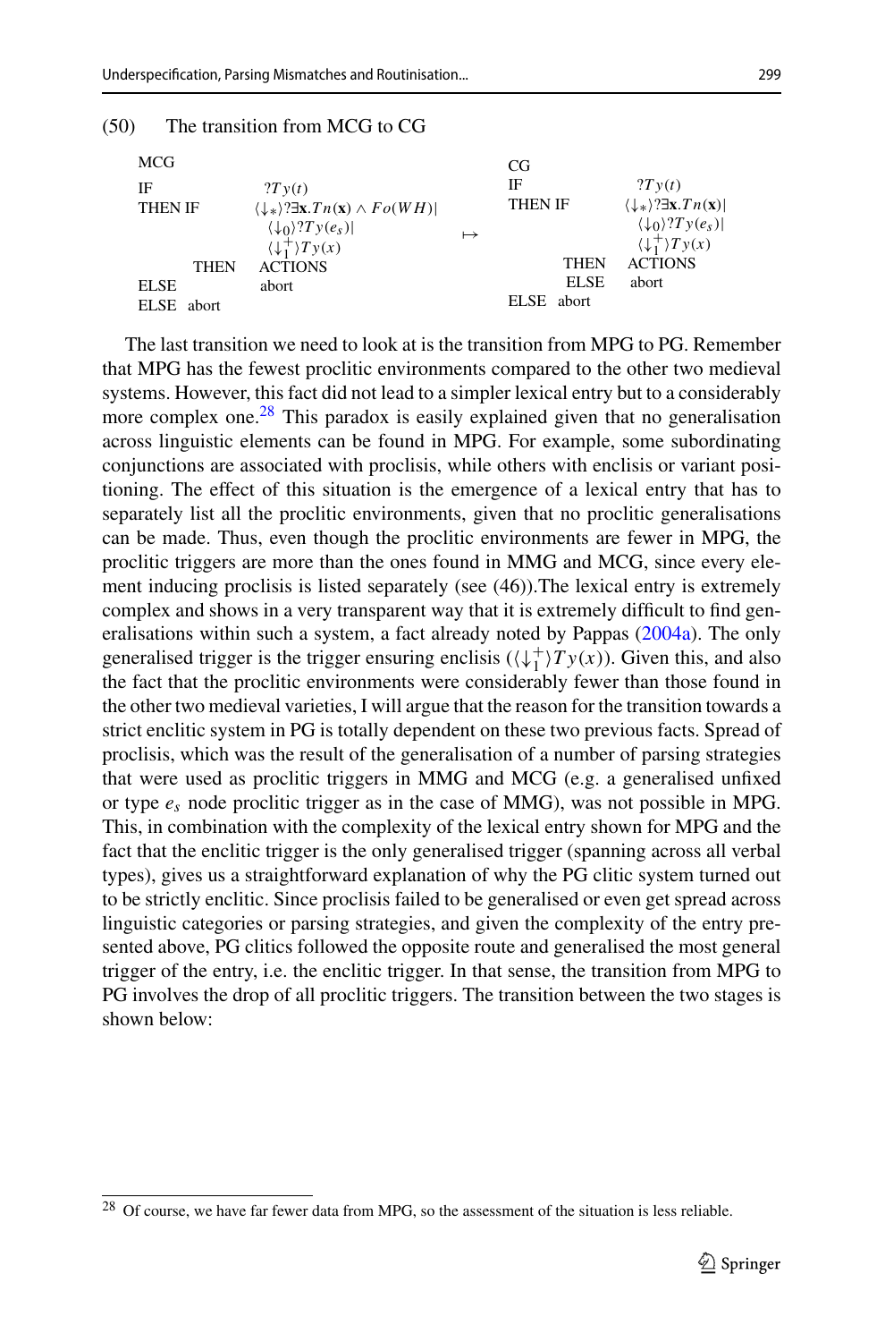(50) The transition from MCG to CG

| MCG | | | CG | |
|---|---|---|---|---|
| IF | $?Ty(t)$ | | IF | $?Ty(t)$ |
| THEN IF | $\langle\downarrow_*\rangle?\exists\mathbf{x}.Tn(\mathbf{x}) \wedge Fo(WH)\vert$ | | THEN IF | $\langle\downarrow_*\rangle?\exists\mathbf{x}.Tn(\mathbf{x})\vert$ |
| | $\langle\downarrow_0\rangle?Ty(e_s)\vert$ | $\mapsto$ | | $\langle\downarrow_0\rangle?Ty(e_s)\vert$ |
| | $\langle\downarrow_1^+\rangle Ty(x)$ | | | $\langle\downarrow_1^+\rangle Ty(x)$ |
| THEN | ACTIONS | | THEN | ACTIONS |
| ELSE | abort | | ELSE | abort |
| ELSE abort | | | ELSE abort | |

The last transition we need to look at is the transition from MPG to PG. Remember that MPG has the fewest proclitic environments compared to the other two medieval systems. However, this fact did not lead to a simpler lexical entry but to a considerably more complex one.[28] This paradox is easily explained given that no generalisation across linguistic elements can be found in MPG. For example, some subordinating conjunctions are associated with proclisis, while others with enclisis or variant positioning. The effect of this situation is the emergence of a lexical entry that has to separately list all the proclitic environments, given that no proclitic generalisations can be made. Thus, even though the proclitic environments are fewer in MPG, the proclitic triggers are more than the ones found in MMG and MCG, since every element inducing proclisis is listed separately (see (46)).The lexical entry is extremely complex and shows in a very transparent way that it is extremely difficult to find generalisations within such a system, a fact already noted by Pappas (2004a). The only generalised trigger is the trigger ensuring enclisis ($\langle\downarrow_1^+\rangle Ty(x)$). Given this, and also the fact that the proclitic environments were considerably fewer than those found in the other two medieval varieties, I will argue that the reason for the transition towards a strict enclitic system in PG is totally dependent on these two previous facts. Spread of proclisis, which was the result of the generalisation of a number of parsing strategies that were used as proclitic triggers in MMG and MCG (e.g. a generalised unfixed or type $e_s$ node proclitic trigger as in the case of MMG), was not possible in MPG. This, in combination with the complexity of the lexical entry shown for MPG and the fact that the enclitic trigger is the only generalised trigger (spanning across all verbal types), gives us a straightforward explanation of why the PG clitic system turned out to be strictly enclitic. Since proclisis failed to be generalised or even get spread across linguistic categories or parsing strategies, and given the complexity of the entry presented above, PG clitics followed the opposite route and generalised the most general trigger of the entry, i.e. the enclitic trigger. In that sense, the transition from MPG to PG involves the drop of all proclitic triggers. The transition between the two stages is shown below:

[28] Of course, we have far fewer data from MPG, so the assessment of the situation is less reliable.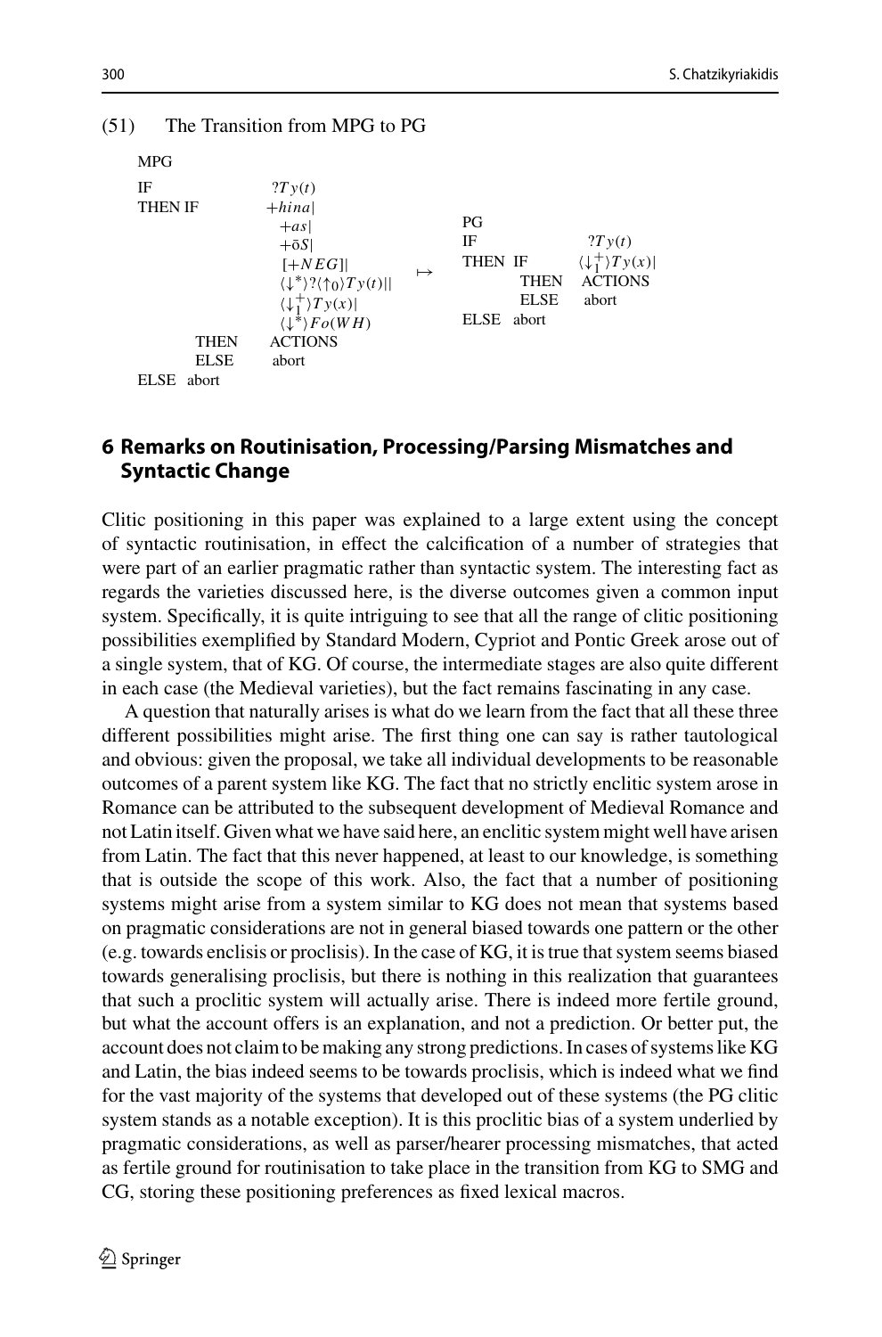(51) The Transition from MPG to PG

```
MPG
IF              ?Ty(t)
THEN IF         +hina|
                 +as|
                 +ōS|
                 [+NEG]|
                 ⟨↓*⟩?⟨↑0⟩Ty(t)||
                 ⟨↓1+⟩Ty(x)|
                 ⟨↓*⟩Fo(WH)
        THEN    ACTIONS
        ELSE    abort
ELSE  abort
```

$\mapsto$

```
PG
IF              ?Ty(t)
THEN IF         ⟨↓1+⟩Ty(x)|
        THEN    ACTIONS
        ELSE    abort
ELSE  abort
```

## 6 Remarks on Routinisation, Processing/Parsing Mismatches and Syntactic Change

Clitic positioning in this paper was explained to a large extent using the concept of syntactic routinisation, in effect the calcification of a number of strategies that were part of an earlier pragmatic rather than syntactic system. The interesting fact as regards the varieties discussed here, is the diverse outcomes given a common input system. Specifically, it is quite intriguing to see that all the range of clitic positioning possibilities exemplified by Standard Modern, Cypriot and Pontic Greek arose out of a single system, that of KG. Of course, the intermediate stages are also quite different in each case (the Medieval varieties), but the fact remains fascinating in any case.

A question that naturally arises is what do we learn from the fact that all these three different possibilities might arise. The first thing one can say is rather tautological and obvious: given the proposal, we take all individual developments to be reasonable outcomes of a parent system like KG. The fact that no strictly enclitic system arose in Romance can be attributed to the subsequent development of Medieval Romance and not Latin itself. Given what we have said here, an enclitic system might well have arisen from Latin. The fact that this never happened, at least to our knowledge, is something that is outside the scope of this work. Also, the fact that a number of positioning systems might arise from a system similar to KG does not mean that systems based on pragmatic considerations are not in general biased towards one pattern or the other (e.g. towards enclisis or proclisis). In the case of KG, it is true that system seems biased towards generalising proclisis, but there is nothing in this realization that guarantees that such a proclitic system will actually arise. There is indeed more fertile ground, but what the account offers is an explanation, and not a prediction. Or better put, the account does not claim to be making any strong predictions. In cases of systems like KG and Latin, the bias indeed seems to be towards proclisis, which is indeed what we find for the vast majority of the systems that developed out of these systems (the PG clitic system stands as a notable exception). It is this proclitic bias of a system underlied by pragmatic considerations, as well as parser/hearer processing mismatches, that acted as fertile ground for routinisation to take place in the transition from KG to SMG and CG, storing these positioning preferences as fixed lexical macros.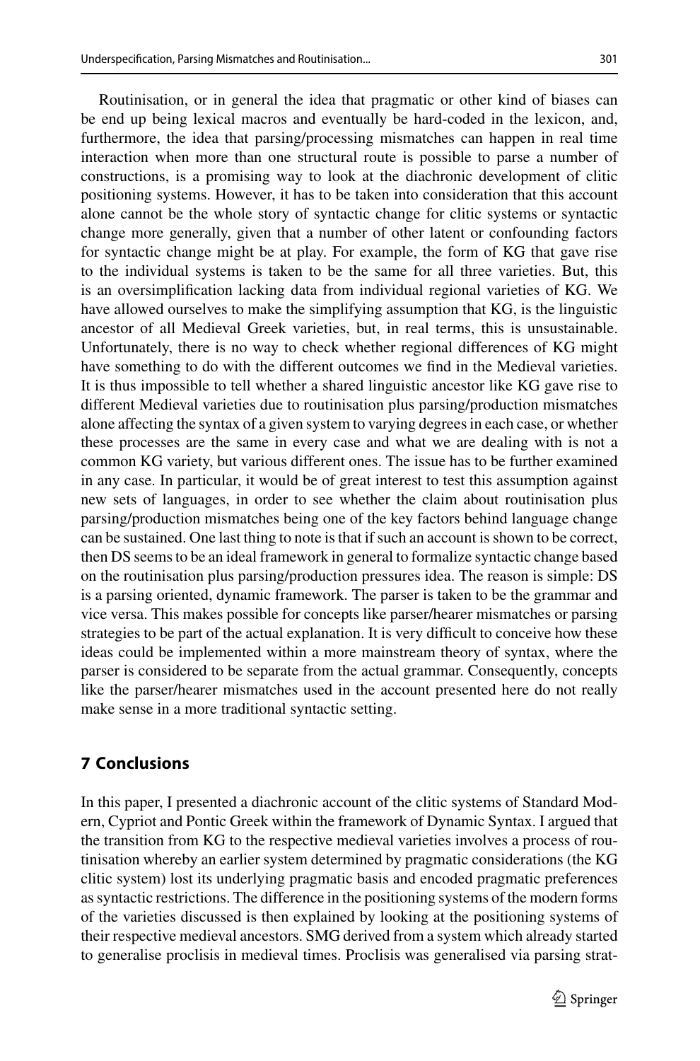Routinisation, or in general the idea that pragmatic or other kind of biases can be end up being lexical macros and eventually be hard-coded in the lexicon, and, furthermore, the idea that parsing/processing mismatches can happen in real time interaction when more than one structural route is possible to parse a number of constructions, is a promising way to look at the diachronic development of clitic positioning systems. However, it has to be taken into consideration that this account alone cannot be the whole story of syntactic change for clitic systems or syntactic change more generally, given that a number of other latent or confounding factors for syntactic change might be at play. For example, the form of KG that gave rise to the individual systems is taken to be the same for all three varieties. But, this is an oversimplification lacking data from individual regional varieties of KG. We have allowed ourselves to make the simplifying assumption that KG, is the linguistic ancestor of all Medieval Greek varieties, but, in real terms, this is unsustainable. Unfortunately, there is no way to check whether regional differences of KG might have something to do with the different outcomes we find in the Medieval varieties. It is thus impossible to tell whether a shared linguistic ancestor like KG gave rise to different Medieval varieties due to routinisation plus parsing/production mismatches alone affecting the syntax of a given system to varying degrees in each case, or whether these processes are the same in every case and what we are dealing with is not a common KG variety, but various different ones. The issue has to be further examined in any case. In particular, it would be of great interest to test this assumption against new sets of languages, in order to see whether the claim about routinisation plus parsing/production mismatches being one of the key factors behind language change can be sustained. One last thing to note is that if such an account is shown to be correct, then DS seems to be an ideal framework in general to formalize syntactic change based on the routinisation plus parsing/production pressures idea. The reason is simple: DS is a parsing oriented, dynamic framework. The parser is taken to be the grammar and vice versa. This makes possible for concepts like parser/hearer mismatches or parsing strategies to be part of the actual explanation. It is very difficult to conceive how these ideas could be implemented within a more mainstream theory of syntax, where the parser is considered to be separate from the actual grammar. Consequently, concepts like the parser/hearer mismatches used in the account presented here do not really make sense in a more traditional syntactic setting.

## 7 Conclusions

In this paper, I presented a diachronic account of the clitic systems of Standard Modern, Cypriot and Pontic Greek within the framework of Dynamic Syntax. I argued that the transition from KG to the respective medieval varieties involves a process of routinisation whereby an earlier system determined by pragmatic considerations (the KG clitic system) lost its underlying pragmatic basis and encoded pragmatic preferences as syntactic restrictions. The difference in the positioning systems of the modern forms of the varieties discussed is then explained by looking at the positioning systems of their respective medieval ancestors. SMG derived from a system which already started to generalise proclisis in medieval times. Proclisis was generalised via parsing strat-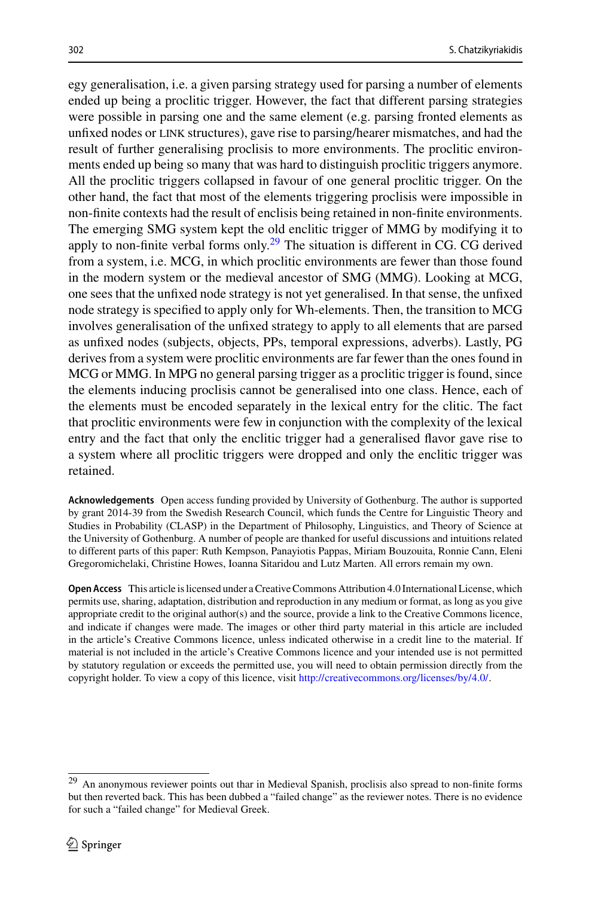egy generalisation, i.e. a given parsing strategy used for parsing a number of elements ended up being a proclitic trigger. However, the fact that different parsing strategies were possible in parsing one and the same element (e.g. parsing fronted elements as unfixed nodes or LINK structures), gave rise to parsing/hearer mismatches, and had the result of further generalising proclisis to more environments. The proclitic environments ended up being so many that was hard to distinguish proclitic triggers anymore. All the proclitic triggers collapsed in favour of one general proclitic trigger. On the other hand, the fact that most of the elements triggering proclisis were impossible in non-finite contexts had the result of enclisis being retained in non-finite environments. The emerging SMG system kept the old enclitic trigger of MMG by modifying it to apply to non-finite verbal forms only.[29] The situation is different in CG. CG derived from a system, i.e. MCG, in which proclitic environments are fewer than those found in the modern system or the medieval ancestor of SMG (MMG). Looking at MCG, one sees that the unfixed node strategy is not yet generalised. In that sense, the unfixed node strategy is specified to apply only for Wh-elements. Then, the transition to MCG involves generalisation of the unfixed strategy to apply to all elements that are parsed as unfixed nodes (subjects, objects, PPs, temporal expressions, adverbs). Lastly, PG derives from a system were proclitic environments are far fewer than the ones found in MCG or MMG. In MPG no general parsing trigger as a proclitic trigger is found, since the elements inducing proclisis cannot be generalised into one class. Hence, each of the elements must be encoded separately in the lexical entry for the clitic. The fact that proclitic environments were few in conjunction with the complexity of the lexical entry and the fact that only the enclitic trigger had a generalised flavor gave rise to a system where all proclitic triggers were dropped and only the enclitic trigger was retained.

**Acknowledgements** Open access funding provided by University of Gothenburg. The author is supported by grant 2014-39 from the Swedish Research Council, which funds the Centre for Linguistic Theory and Studies in Probability (CLASP) in the Department of Philosophy, Linguistics, and Theory of Science at the University of Gothenburg. A number of people are thanked for useful discussions and intuitions related to different parts of this paper: Ruth Kempson, Panayiotis Pappas, Miriam Bouzouita, Ronnie Cann, Eleni Gregoromichelaki, Christine Howes, Ioanna Sitaridou and Lutz Marten. All errors remain my own.

**Open Access** This article is licensed under a Creative Commons Attribution 4.0 International License, which permits use, sharing, adaptation, distribution and reproduction in any medium or format, as long as you give appropriate credit to the original author(s) and the source, provide a link to the Creative Commons licence, and indicate if changes were made. The images or other third party material in this article are included in the article's Creative Commons licence, unless indicated otherwise in a credit line to the material. If material is not included in the article's Creative Commons licence and your intended use is not permitted by statutory regulation or exceeds the permitted use, you will need to obtain permission directly from the copyright holder. To view a copy of this licence, visit http://creativecommons.org/licenses/by/4.0/.

[29] An anonymous reviewer points out thar in Medieval Spanish, proclisis also spread to non-finite forms but then reverted back. This has been dubbed a "failed change" as the reviewer notes. There is no evidence for such a "failed change" for Medieval Greek.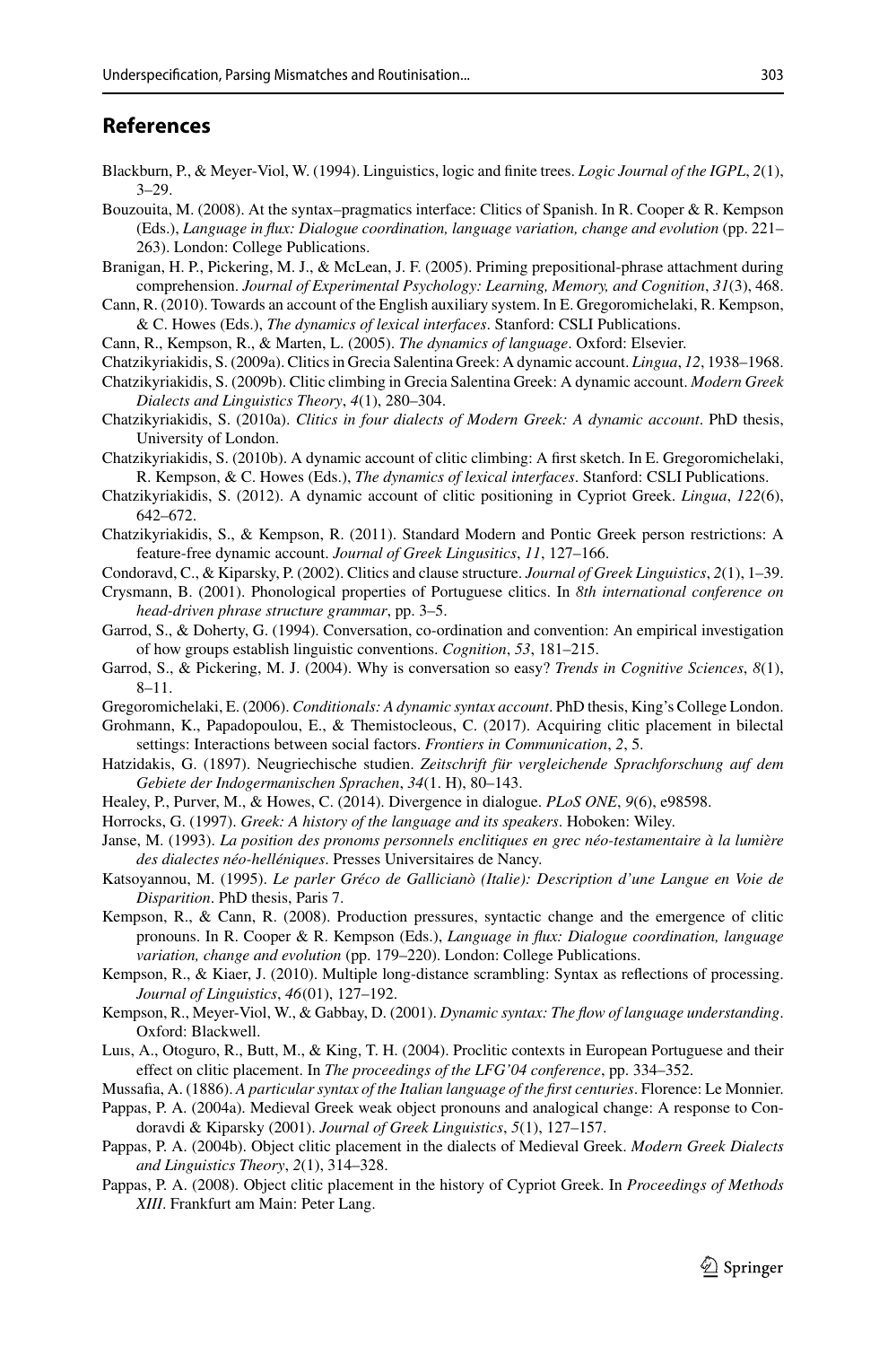## References

Blackburn, P., & Meyer-Viol, W. (1994). Linguistics, logic and finite trees. *Logic Journal of the IGPL*, *2*(1), 3–29.

Bouzouita, M. (2008). At the syntax–pragmatics interface: Clitics of Spanish. In R. Cooper & R. Kempson (Eds.), *Language in flux: Dialogue coordination, language variation, change and evolution* (pp. 221–263). London: College Publications.

Branigan, H. P., Pickering, M. J., & McLean, J. F. (2005). Priming prepositional-phrase attachment during comprehension. *Journal of Experimental Psychology: Learning, Memory, and Cognition*, *31*(3), 468.

Cann, R. (2010). Towards an account of the English auxiliary system. In E. Gregoromichelaki, R. Kempson, & C. Howes (Eds.), *The dynamics of lexical interfaces*. Stanford: CSLI Publications.

Cann, R., Kempson, R., & Marten, L. (2005). *The dynamics of language*. Oxford: Elsevier.

Chatzikyriakidis, S. (2009a). Clitics in Grecia Salentina Greek: A dynamic account. *Lingua*, *12*, 1938–1968.

Chatzikyriakidis, S. (2009b). Clitic climbing in Grecia Salentina Greek: A dynamic account. *Modern Greek Dialects and Linguistics Theory*, *4*(1), 280–304.

Chatzikyriakidis, S. (2010a). *Clitics in four dialects of Modern Greek: A dynamic account*. PhD thesis, University of London.

Chatzikyriakidis, S. (2010b). A dynamic account of clitic climbing: A first sketch. In E. Gregoromichelaki, R. Kempson, & C. Howes (Eds.), *The dynamics of lexical interfaces*. Stanford: CSLI Publications.

Chatzikyriakidis, S. (2012). A dynamic account of clitic positioning in Cypriot Greek. *Lingua*, *122*(6), 642–672.

Chatzikyriakidis, S., & Kempson, R. (2011). Standard Modern and Pontic Greek person restrictions: A feature-free dynamic account. *Journal of Greek Lingusitics*, *11*, 127–166.

Condoravd, C., & Kiparsky, P. (2002). Clitics and clause structure. *Journal of Greek Linguistics*, *2*(1), 1–39.

Crysmann, B. (2001). Phonological properties of Portuguese clitics. In *8th international conference on head-driven phrase structure grammar*, pp. 3–5.

Garrod, S., & Doherty, G. (1994). Conversation, co-ordination and convention: An empirical investigation of how groups establish linguistic conventions. *Cognition*, *53*, 181–215.

Garrod, S., & Pickering, M. J. (2004). Why is conversation so easy? *Trends in Cognitive Sciences*, *8*(1), 8–11.

Gregoromichelaki, E. (2006). *Conditionals: A dynamic syntax account*. PhD thesis, King's College London.

Grohmann, K., Papadopoulou, E., & Themistocleous, C. (2017). Acquiring clitic placement in bilectal settings: Interactions between social factors. *Frontiers in Communication*, *2*, 5.

Hatzidakis, G. (1897). Neugriechische studien. *Zeitschrift für vergleichende Sprachforschung auf dem Gebiete der Indogermanischen Sprachen*, *34*(1. H), 80–143.

Healey, P., Purver, M., & Howes, C. (2014). Divergence in dialogue. *PLoS ONE*, *9*(6), e98598.

Horrocks, G. (1997). *Greek: A history of the language and its speakers*. Hoboken: Wiley.

Janse, M. (1993). *La position des pronoms personnels enclitiques en grec néo-testamentaire à la lumière des dialectes néo-helléniques*. Presses Universitaires de Nancy.

Katsoyannou, M. (1995). *Le parler Gréco de Gallicianò (Italie): Description d'une Langue en Voie de Disparition*. PhD thesis, Paris 7.

Kempson, R., & Cann, R. (2008). Production pressures, syntactic change and the emergence of clitic pronouns. In R. Cooper & R. Kempson (Eds.), *Language in flux: Dialogue coordination, language variation, change and evolution* (pp. 179–220). London: College Publications.

Kempson, R., & Kiaer, J. (2010). Multiple long-distance scrambling: Syntax as reflections of processing. *Journal of Linguistics*, *46*(01), 127–192.

Kempson, R., Meyer-Viol, W., & Gabbay, D. (2001). *Dynamic syntax: The flow of language understanding*. Oxford: Blackwell.

Luıs, A., Otoguro, R., Butt, M., & King, T. H. (2004). Proclitic contexts in European Portuguese and their effect on clitic placement. In *The proceedings of the LFG'04 conference*, pp. 334–352.

Mussafia, A. (1886). *A particular syntax of the Italian language of the first centuries*. Florence: Le Monnier.

Pappas, P. A. (2004a). Medieval Greek weak object pronouns and analogical change: A response to Condoravdi & Kiparsky (2001). *Journal of Greek Linguistics*, *5*(1), 127–157.

Pappas, P. A. (2004b). Object clitic placement in the dialects of Medieval Greek. *Modern Greek Dialects and Linguistics Theory*, *2*(1), 314–328.

Pappas, P. A. (2008). Object clitic placement in the history of Cypriot Greek. In *Proceedings of Methods XIII*. Frankfurt am Main: Peter Lang.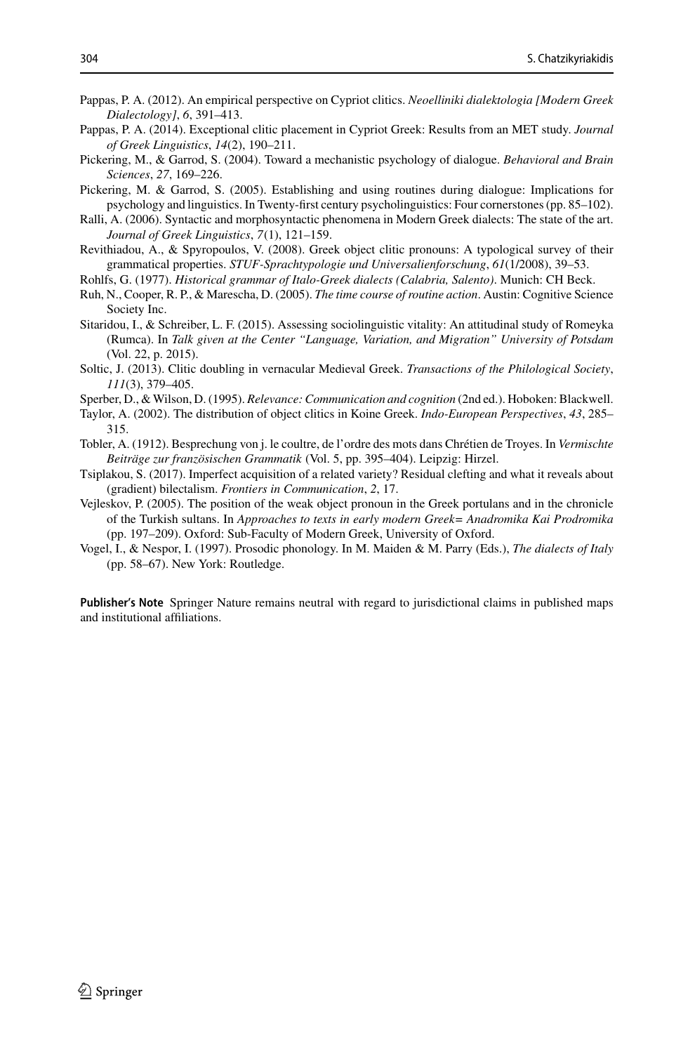Pappas, P. A. (2012). An empirical perspective on Cypriot clitics. *Neoelliniki dialektologia [Modern Greek Dialectology]*, *6*, 391–413.

Pappas, P. A. (2014). Exceptional clitic placement in Cypriot Greek: Results from an MET study. *Journal of Greek Linguistics*, *14*(2), 190–211.

Pickering, M., & Garrod, S. (2004). Toward a mechanistic psychology of dialogue. *Behavioral and Brain Sciences*, *27*, 169–226.

Pickering, M. & Garrod, S. (2005). Establishing and using routines during dialogue: Implications for psychology and linguistics. In Twenty-first century psycholinguistics: Four cornerstones (pp. 85–102).

Ralli, A. (2006). Syntactic and morphosyntactic phenomena in Modern Greek dialects: The state of the art. *Journal of Greek Linguistics*, *7*(1), 121–159.

Revithiadou, A., & Spyropoulos, V. (2008). Greek object clitic pronouns: A typological survey of their grammatical properties. *STUF-Sprachtypologie und Universalienforschung*, *61*(1/2008), 39–53.

Rohlfs, G. (1977). *Historical grammar of Italo-Greek dialects (Calabria, Salento)*. Munich: CH Beck.

Ruh, N., Cooper, R. P., & Marescha, D. (2005). *The time course of routine action*. Austin: Cognitive Science Society Inc.

Sitaridou, I., & Schreiber, L. F. (2015). Assessing sociolinguistic vitality: An attitudinal study of Romeyka (Rumca). In *Talk given at the Center "Language, Variation, and Migration" University of Potsdam* (Vol. 22, p. 2015).

Soltic, J. (2013). Clitic doubling in vernacular Medieval Greek. *Transactions of the Philological Society*, *111*(3), 379–405.

Sperber, D., & Wilson, D. (1995). *Relevance: Communication and cognition* (2nd ed.). Hoboken: Blackwell.

Taylor, A. (2002). The distribution of object clitics in Koine Greek. *Indo-European Perspectives*, *43*, 285–315.

Tobler, A. (1912). Besprechung von j. le coultre, de l'ordre des mots dans Chrétien de Troyes. In *Vermischte Beiträge zur französischen Grammatik* (Vol. 5, pp. 395–404). Leipzig: Hirzel.

Tsiplakou, S. (2017). Imperfect acquisition of a related variety? Residual clefting and what it reveals about (gradient) bilectalism. *Frontiers in Communication*, *2*, 17.

Vejleskov, P. (2005). The position of the weak object pronoun in the Greek portulans and in the chronicle of the Turkish sultans. In *Approaches to texts in early modern Greek= Anadromika Kai Prodromika* (pp. 197–209). Oxford: Sub-Faculty of Modern Greek, University of Oxford.

Vogel, I., & Nespor, I. (1997). Prosodic phonology. In M. Maiden & M. Parry (Eds.), *The dialects of Italy* (pp. 58–67). New York: Routledge.

**Publisher's Note** Springer Nature remains neutral with regard to jurisdictional claims in published maps and institutional affiliations.